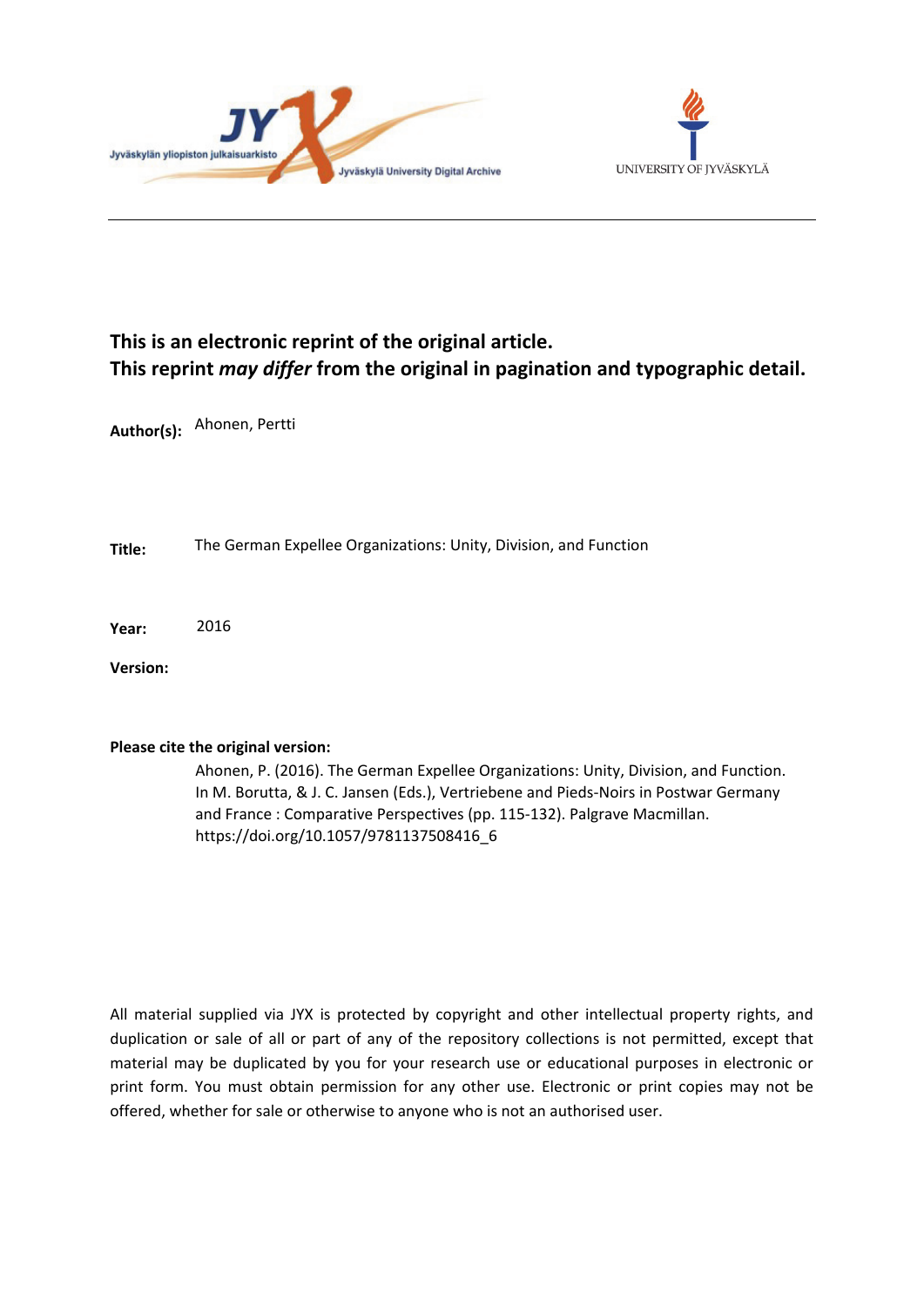**This is an electronic reprint of the original article.**
**This reprint *may differ* from the original in pagination and typographic detail.**

**Author(s):** Ahonen, Pertti

**Title:** The German Expellee Organizations: Unity, Division, and Function

**Year:** 2016

**Version:**

**Please cite the original version:**

Ahonen, P. (2016). The German Expellee Organizations: Unity, Division, and Function. In M. Borutta, & J. C. Jansen (Eds.), Vertriebene and Pieds-Noirs in Postwar Germany and France : Comparative Perspectives (pp. 115-132). Palgrave Macmillan. https://doi.org/10.1057/9781137508416_6

All material supplied via JYX is protected by copyright and other intellectual property rights, and duplication or sale of all or part of any of the repository collections is not permitted, except that material may be duplicated by you for your research use or educational purposes in electronic or print form. You must obtain permission for any other use. Electronic or print copies may not be offered, whether for sale or otherwise to anyone who is not an authorised user.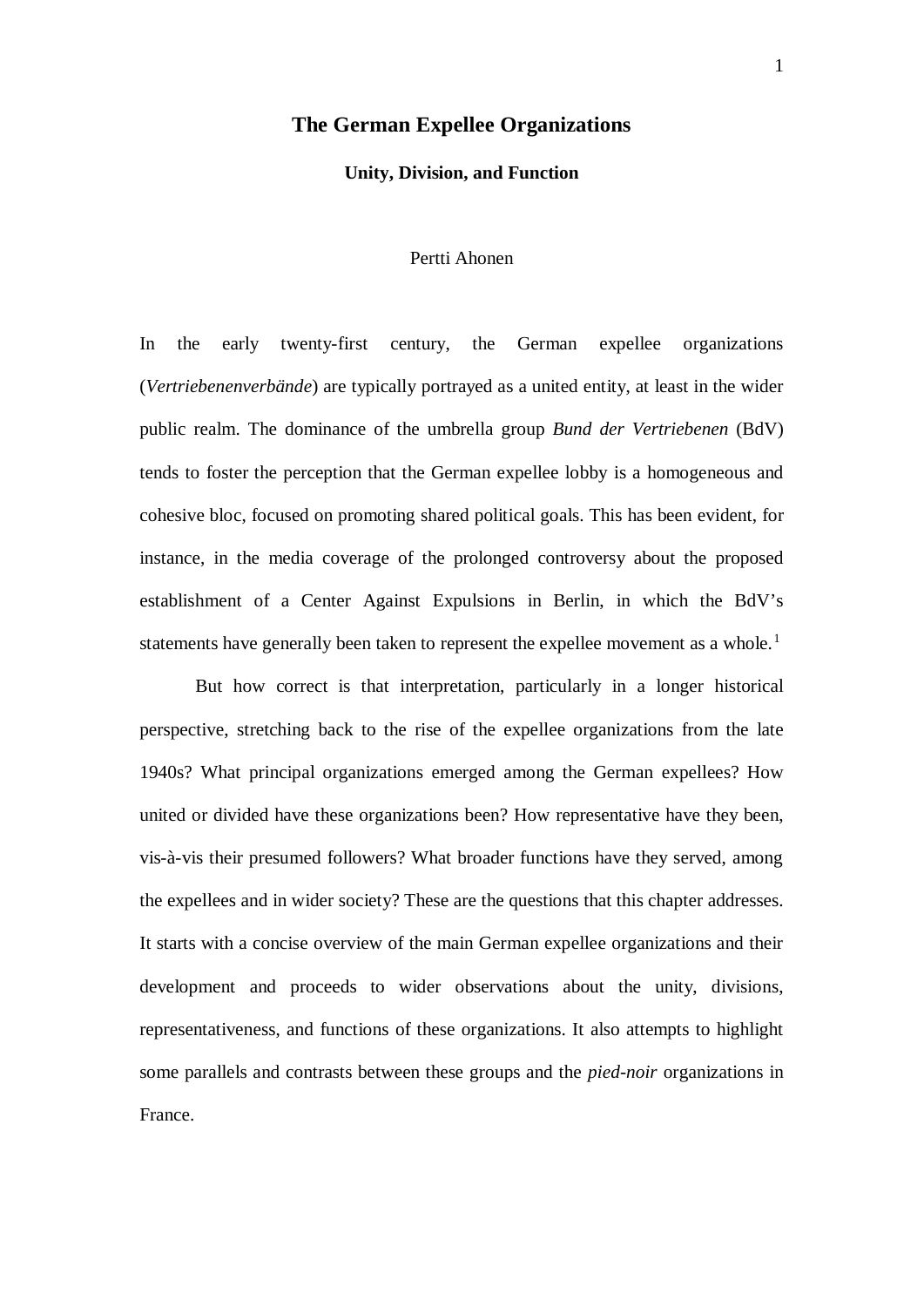# The German Expellee Organizations

### Unity, Division, and Function

Pertti Ahonen

In the early twenty-first century, the German expellee organizations (*Vertriebenenverbände*) are typically portrayed as a united entity, at least in the wider public realm. The dominance of the umbrella group *Bund der Vertriebenen* (BdV) tends to foster the perception that the German expellee lobby is a homogeneous and cohesive bloc, focused on promoting shared political goals. This has been evident, for instance, in the media coverage of the prolonged controversy about the proposed establishment of a Center Against Expulsions in Berlin, in which the BdV's statements have generally been taken to represent the expellee movement as a whole.[1]

But how correct is that interpretation, particularly in a longer historical perspective, stretching back to the rise of the expellee organizations from the late 1940s? What principal organizations emerged among the German expellees? How united or divided have these organizations been? How representative have they been, vis-à-vis their presumed followers? What broader functions have they served, among the expellees and in wider society? These are the questions that this chapter addresses. It starts with a concise overview of the main German expellee organizations and their development and proceeds to wider observations about the unity, divisions, representativeness, and functions of these organizations. It also attempts to highlight some parallels and contrasts between these groups and the *pied-noir* organizations in France.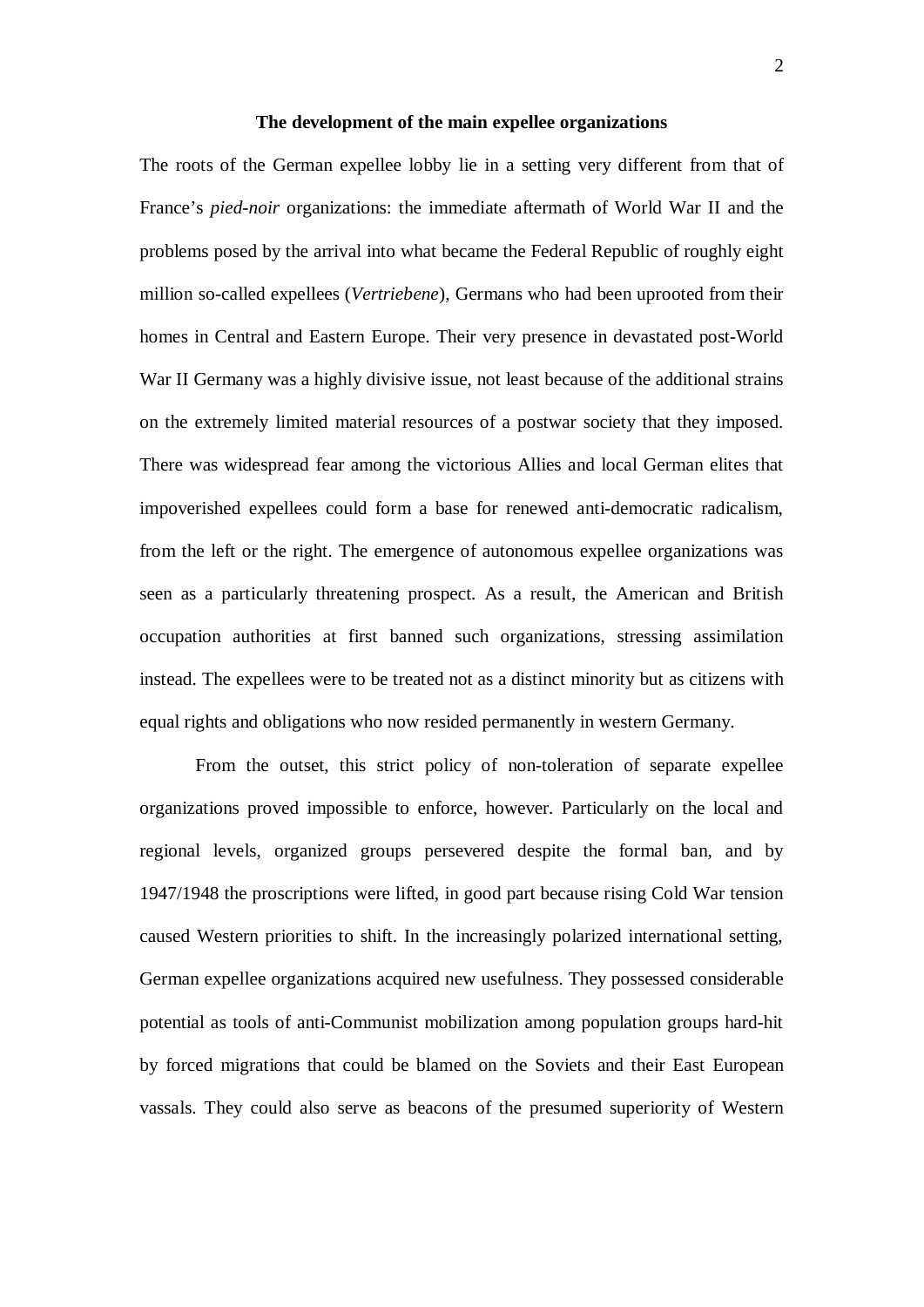## The development of the main expellee organizations

The roots of the German expellee lobby lie in a setting very different from that of France's *pied-noir* organizations: the immediate aftermath of World War II and the problems posed by the arrival into what became the Federal Republic of roughly eight million so-called expellees (*Vertriebene*), Germans who had been uprooted from their homes in Central and Eastern Europe. Their very presence in devastated post-World War II Germany was a highly divisive issue, not least because of the additional strains on the extremely limited material resources of a postwar society that they imposed. There was widespread fear among the victorious Allies and local German elites that impoverished expellees could form a base for renewed anti-democratic radicalism, from the left or the right. The emergence of autonomous expellee organizations was seen as a particularly threatening prospect. As a result, the American and British occupation authorities at first banned such organizations, stressing assimilation instead. The expellees were to be treated not as a distinct minority but as citizens with equal rights and obligations who now resided permanently in western Germany.

From the outset, this strict policy of non-toleration of separate expellee organizations proved impossible to enforce, however. Particularly on the local and regional levels, organized groups persevered despite the formal ban, and by 1947/1948 the proscriptions were lifted, in good part because rising Cold War tension caused Western priorities to shift. In the increasingly polarized international setting, German expellee organizations acquired new usefulness. They possessed considerable potential as tools of anti-Communist mobilization among population groups hard-hit by forced migrations that could be blamed on the Soviets and their East European vassals. They could also serve as beacons of the presumed superiority of Western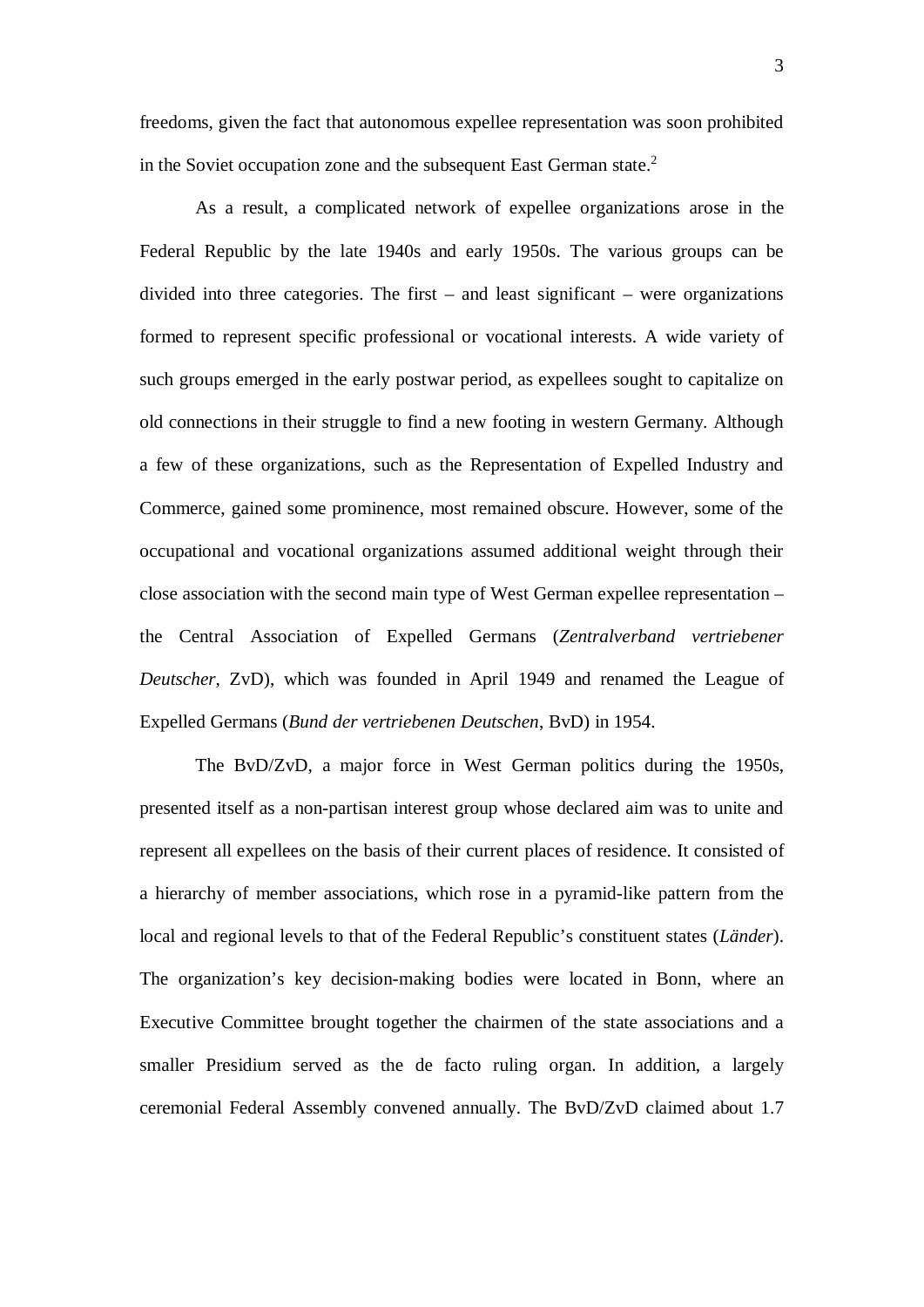freedoms, given the fact that autonomous expellee representation was soon prohibited in the Soviet occupation zone and the subsequent East German state.[2]

As a result, a complicated network of expellee organizations arose in the Federal Republic by the late 1940s and early 1950s. The various groups can be divided into three categories. The first – and least significant – were organizations formed to represent specific professional or vocational interests. A wide variety of such groups emerged in the early postwar period, as expellees sought to capitalize on old connections in their struggle to find a new footing in western Germany. Although a few of these organizations, such as the Representation of Expelled Industry and Commerce, gained some prominence, most remained obscure. However, some of the occupational and vocational organizations assumed additional weight through their close association with the second main type of West German expellee representation – the Central Association of Expelled Germans (*Zentralverband vertriebener Deutscher*, ZvD), which was founded in April 1949 and renamed the League of Expelled Germans (*Bund der vertriebenen Deutschen*, BvD) in 1954.

The BvD/ZvD, a major force in West German politics during the 1950s, presented itself as a non-partisan interest group whose declared aim was to unite and represent all expellees on the basis of their current places of residence. It consisted of a hierarchy of member associations, which rose in a pyramid-like pattern from the local and regional levels to that of the Federal Republic's constituent states (*Länder*). The organization's key decision-making bodies were located in Bonn, where an Executive Committee brought together the chairmen of the state associations and a smaller Presidium served as the de facto ruling organ. In addition, a largely ceremonial Federal Assembly convened annually. The BvD/ZvD claimed about 1.7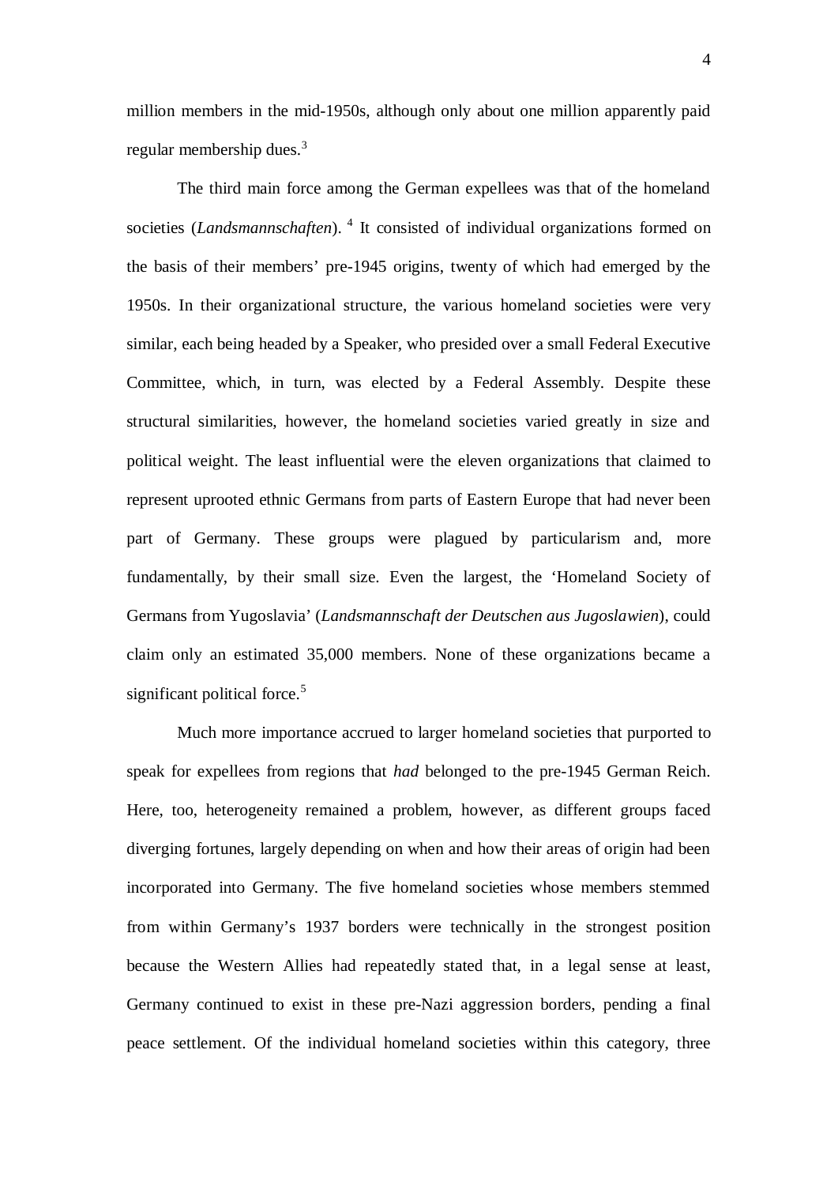million members in the mid-1950s, although only about one million apparently paid regular membership dues.[3]

The third main force among the German expellees was that of the homeland societies (*Landsmannschaften*).[4] It consisted of individual organizations formed on the basis of their members' pre-1945 origins, twenty of which had emerged by the 1950s. In their organizational structure, the various homeland societies were very similar, each being headed by a Speaker, who presided over a small Federal Executive Committee, which, in turn, was elected by a Federal Assembly. Despite these structural similarities, however, the homeland societies varied greatly in size and political weight. The least influential were the eleven organizations that claimed to represent uprooted ethnic Germans from parts of Eastern Europe that had never been part of Germany. These groups were plagued by particularism and, more fundamentally, by their small size. Even the largest, the 'Homeland Society of Germans from Yugoslavia' (*Landsmannschaft der Deutschen aus Jugoslawien*), could claim only an estimated 35,000 members. None of these organizations became a significant political force.[5]

Much more importance accrued to larger homeland societies that purported to speak for expellees from regions that *had* belonged to the pre-1945 German Reich. Here, too, heterogeneity remained a problem, however, as different groups faced diverging fortunes, largely depending on when and how their areas of origin had been incorporated into Germany. The five homeland societies whose members stemmed from within Germany's 1937 borders were technically in the strongest position because the Western Allies had repeatedly stated that, in a legal sense at least, Germany continued to exist in these pre-Nazi aggression borders, pending a final peace settlement. Of the individual homeland societies within this category, three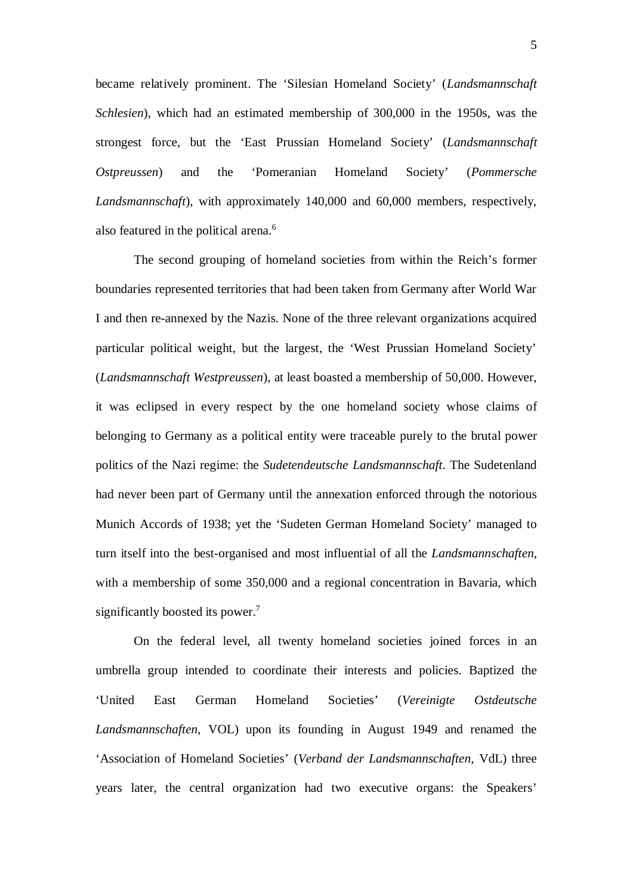became relatively prominent. The 'Silesian Homeland Society' (*Landsmannschaft Schlesien*), which had an estimated membership of 300,000 in the 1950s, was the strongest force, but the 'East Prussian Homeland Society' (*Landsmannschaft Ostpreussen*) and the 'Pomeranian Homeland Society' (*Pommersche Landsmannschaft*), with approximately 140,000 and 60,000 members, respectively, also featured in the political arena.[6]

The second grouping of homeland societies from within the Reich's former boundaries represented territories that had been taken from Germany after World War I and then re-annexed by the Nazis. None of the three relevant organizations acquired particular political weight, but the largest, the 'West Prussian Homeland Society' (*Landsmannschaft Westpreussen*), at least boasted a membership of 50,000. However, it was eclipsed in every respect by the one homeland society whose claims of belonging to Germany as a political entity were traceable purely to the brutal power politics of the Nazi regime: the *Sudetendeutsche Landsmannschaft*. The Sudetenland had never been part of Germany until the annexation enforced through the notorious Munich Accords of 1938; yet the 'Sudeten German Homeland Society' managed to turn itself into the best-organised and most influential of all the *Landsmannschaften*, with a membership of some 350,000 and a regional concentration in Bavaria, which significantly boosted its power.[7]

On the federal level, all twenty homeland societies joined forces in an umbrella group intended to coordinate their interests and policies. Baptized the 'United East German Homeland Societies' (*Vereinigte Ostdeutsche Landsmannschaften*, VOL) upon its founding in August 1949 and renamed the 'Association of Homeland Societies' (*Verband der Landsmannschaften*, VdL) three years later, the central organization had two executive organs: the Speakers'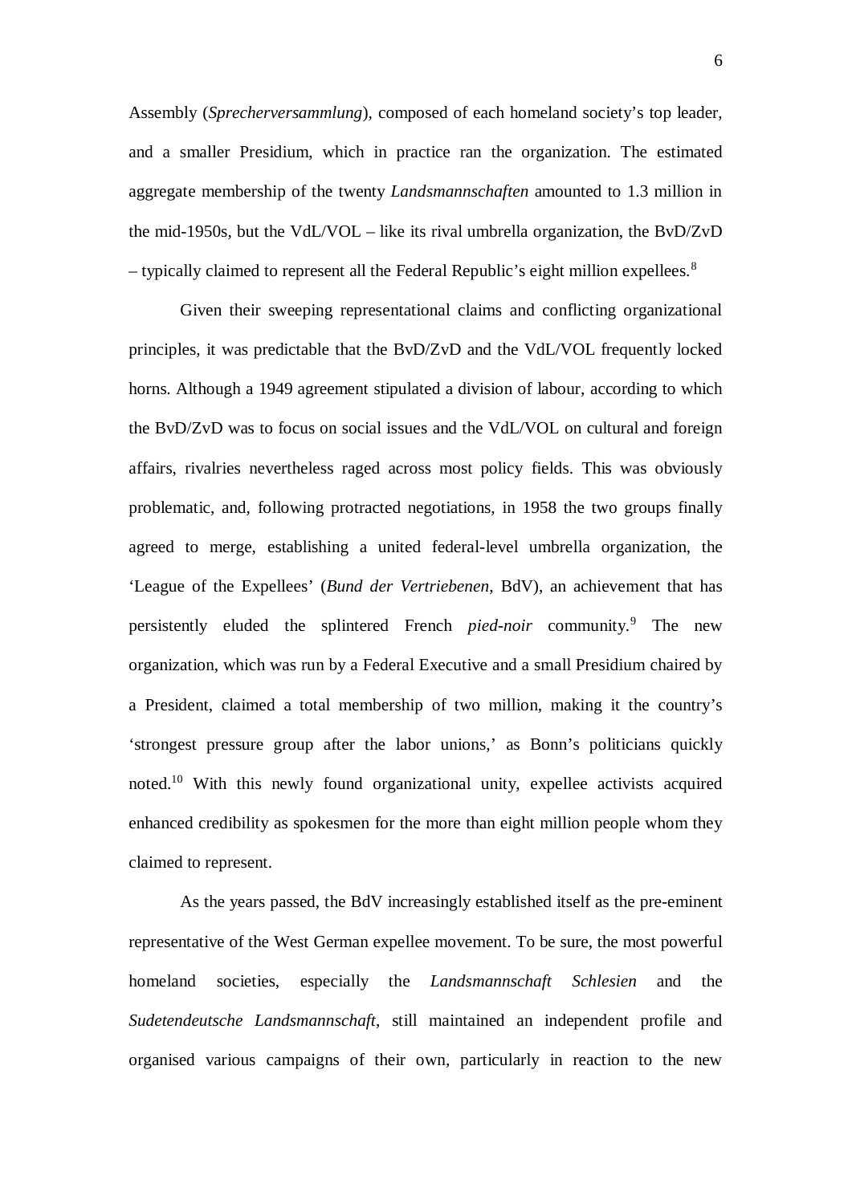Assembly (*Sprecherversammlung*), composed of each homeland society's top leader, and a smaller Presidium, which in practice ran the organization. The estimated aggregate membership of the twenty *Landsmannschaften* amounted to 1.3 million in the mid-1950s, but the VdL/VOL – like its rival umbrella organization, the BvD/ZvD – typically claimed to represent all the Federal Republic's eight million expellees.[8]

Given their sweeping representational claims and conflicting organizational principles, it was predictable that the BvD/ZvD and the VdL/VOL frequently locked horns. Although a 1949 agreement stipulated a division of labour, according to which the BvD/ZvD was to focus on social issues and the VdL/VOL on cultural and foreign affairs, rivalries nevertheless raged across most policy fields. This was obviously problematic, and, following protracted negotiations, in 1958 the two groups finally agreed to merge, establishing a united federal-level umbrella organization, the 'League of the Expellees' (*Bund der Vertriebenen*, BdV), an achievement that has persistently eluded the splintered French *pied-noir* community.[9] The new organization, which was run by a Federal Executive and a small Presidium chaired by a President, claimed a total membership of two million, making it the country's 'strongest pressure group after the labor unions,' as Bonn's politicians quickly noted.[10] With this newly found organizational unity, expellee activists acquired enhanced credibility as spokesmen for the more than eight million people whom they claimed to represent.

As the years passed, the BdV increasingly established itself as the pre-eminent representative of the West German expellee movement. To be sure, the most powerful homeland societies, especially the *Landsmannschaft Schlesien* and the *Sudetendeutsche Landsmannschaft*, still maintained an independent profile and organised various campaigns of their own, particularly in reaction to the new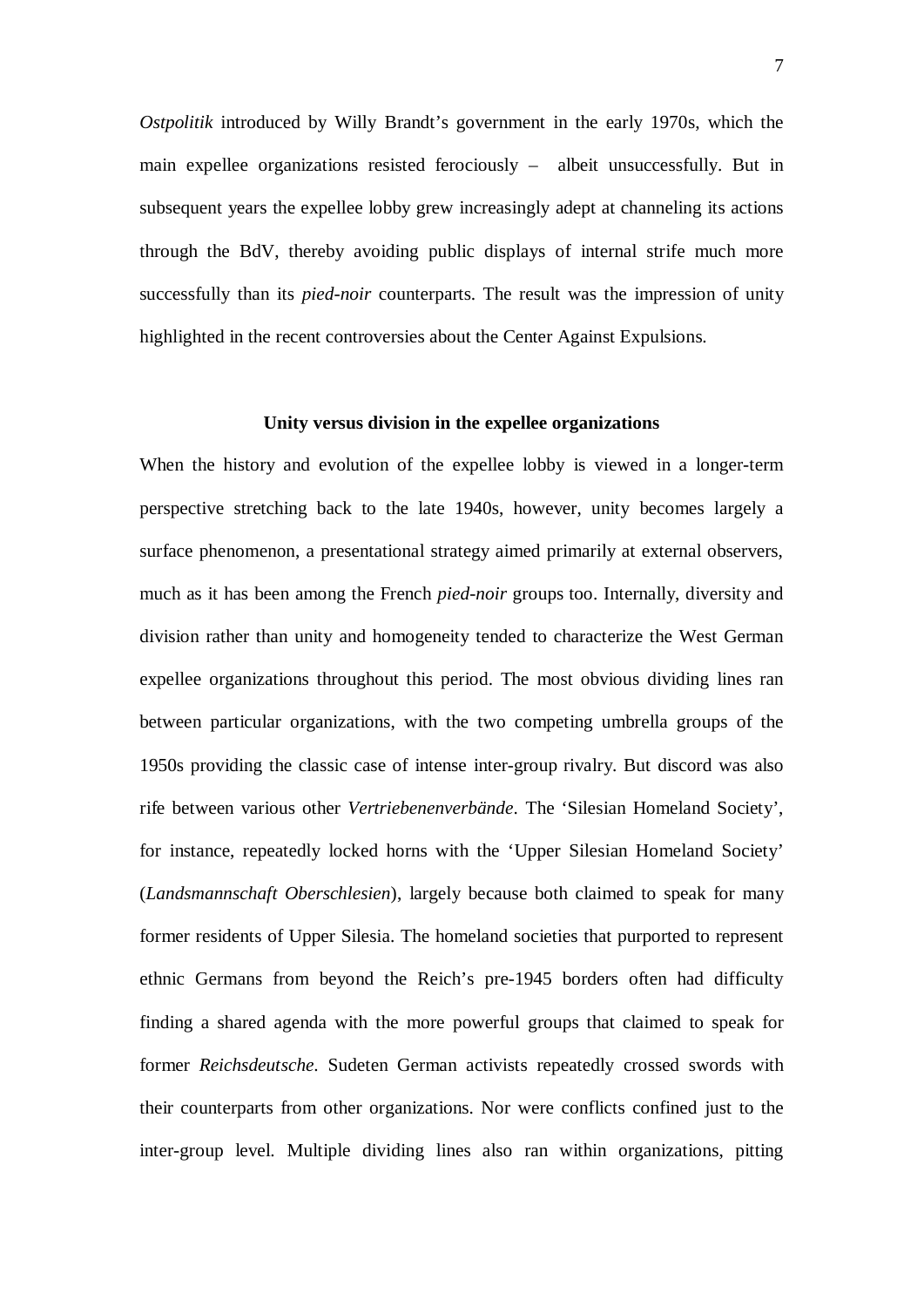*Ostpolitik* introduced by Willy Brandt's government in the early 1970s, which the main expellee organizations resisted ferociously – albeit unsuccessfully. But in subsequent years the expellee lobby grew increasingly adept at channeling its actions through the BdV, thereby avoiding public displays of internal strife much more successfully than its *pied-noir* counterparts. The result was the impression of unity highlighted in the recent controversies about the Center Against Expulsions.

## Unity versus division in the expellee organizations

When the history and evolution of the expellee lobby is viewed in a longer-term perspective stretching back to the late 1940s, however, unity becomes largely a surface phenomenon, a presentational strategy aimed primarily at external observers, much as it has been among the French *pied-noir* groups too. Internally, diversity and division rather than unity and homogeneity tended to characterize the West German expellee organizations throughout this period. The most obvious dividing lines ran between particular organizations, with the two competing umbrella groups of the 1950s providing the classic case of intense inter-group rivalry. But discord was also rife between various other *Vertriebenenverbände*. The 'Silesian Homeland Society', for instance, repeatedly locked horns with the 'Upper Silesian Homeland Society' (*Landsmannschaft Oberschlesien*), largely because both claimed to speak for many former residents of Upper Silesia. The homeland societies that purported to represent ethnic Germans from beyond the Reich's pre-1945 borders often had difficulty finding a shared agenda with the more powerful groups that claimed to speak for former *Reichsdeutsche*. Sudeten German activists repeatedly crossed swords with their counterparts from other organizations. Nor were conflicts confined just to the inter-group level. Multiple dividing lines also ran within organizations, pitting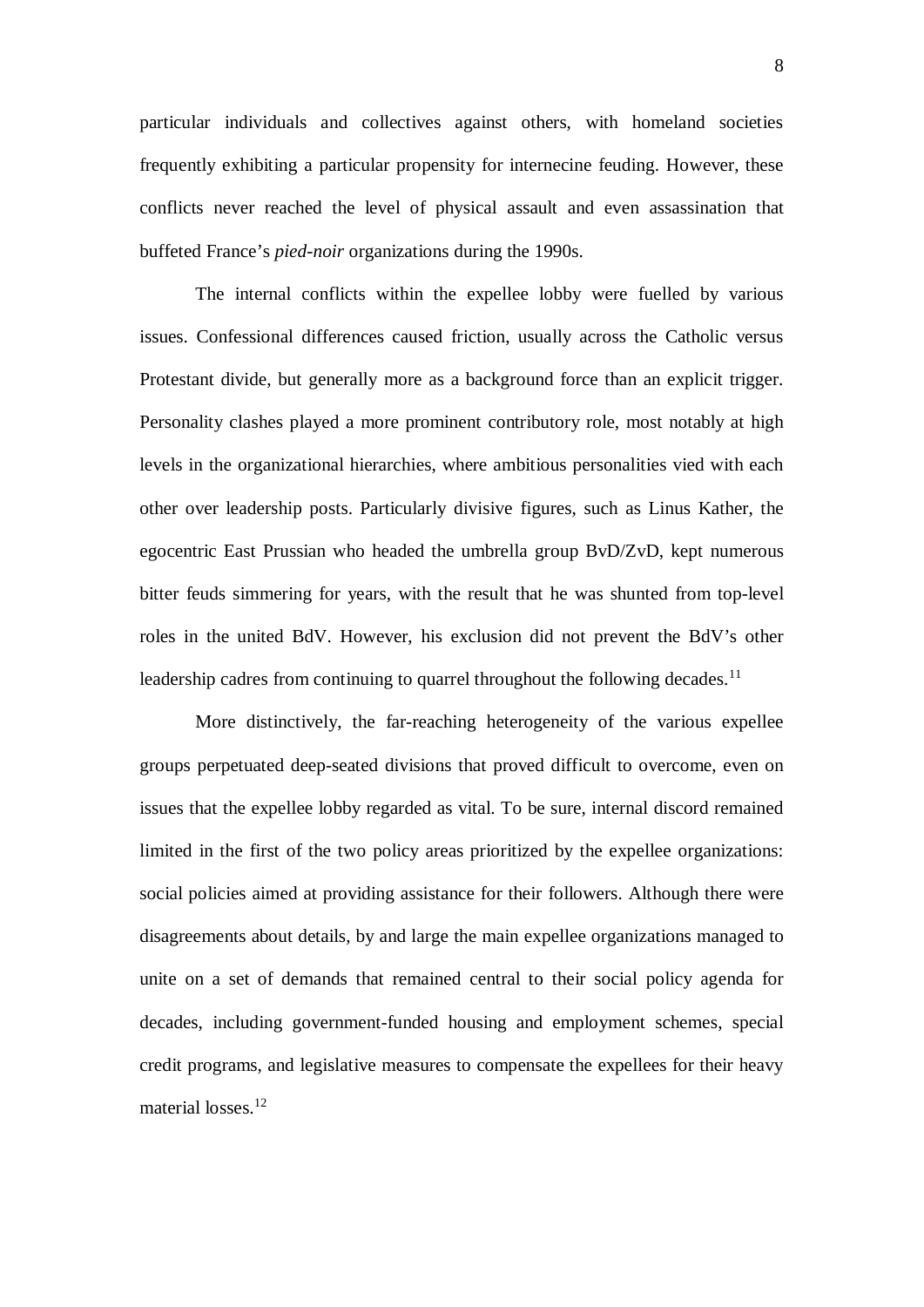particular individuals and collectives against others, with homeland societies frequently exhibiting a particular propensity for internecine feuding. However, these conflicts never reached the level of physical assault and even assassination that buffeted France's *pied-noir* organizations during the 1990s.

The internal conflicts within the expellee lobby were fuelled by various issues. Confessional differences caused friction, usually across the Catholic versus Protestant divide, but generally more as a background force than an explicit trigger. Personality clashes played a more prominent contributory role, most notably at high levels in the organizational hierarchies, where ambitious personalities vied with each other over leadership posts. Particularly divisive figures, such as Linus Kather, the egocentric East Prussian who headed the umbrella group BvD/ZvD, kept numerous bitter feuds simmering for years, with the result that he was shunted from top-level roles in the united BdV. However, his exclusion did not prevent the BdV's other leadership cadres from continuing to quarrel throughout the following decades.[11]

More distinctively, the far-reaching heterogeneity of the various expellee groups perpetuated deep-seated divisions that proved difficult to overcome, even on issues that the expellee lobby regarded as vital. To be sure, internal discord remained limited in the first of the two policy areas prioritized by the expellee organizations: social policies aimed at providing assistance for their followers. Although there were disagreements about details, by and large the main expellee organizations managed to unite on a set of demands that remained central to their social policy agenda for decades, including government-funded housing and employment schemes, special credit programs, and legislative measures to compensate the expellees for their heavy material losses.[12]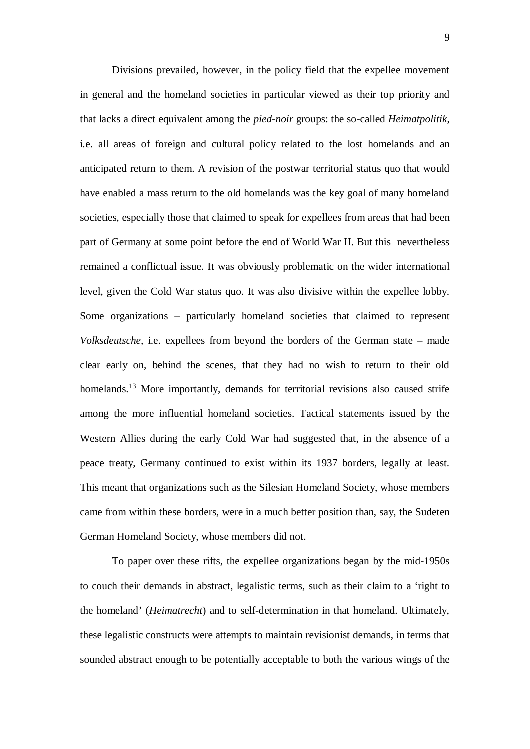Divisions prevailed, however, in the policy field that the expellee movement in general and the homeland societies in particular viewed as their top priority and that lacks a direct equivalent among the *pied-noir* groups: the so-called *Heimatpolitik*, i.e. all areas of foreign and cultural policy related to the lost homelands and an anticipated return to them. A revision of the postwar territorial status quo that would have enabled a mass return to the old homelands was the key goal of many homeland societies, especially those that claimed to speak for expellees from areas that had been part of Germany at some point before the end of World War II. But this nevertheless remained a conflictual issue. It was obviously problematic on the wider international level, given the Cold War status quo. It was also divisive within the expellee lobby. Some organizations – particularly homeland societies that claimed to represent *Volksdeutsche*, i.e. expellees from beyond the borders of the German state – made clear early on, behind the scenes, that they had no wish to return to their old homelands.[13] More importantly, demands for territorial revisions also caused strife among the more influential homeland societies. Tactical statements issued by the Western Allies during the early Cold War had suggested that, in the absence of a peace treaty, Germany continued to exist within its 1937 borders, legally at least. This meant that organizations such as the Silesian Homeland Society, whose members came from within these borders, were in a much better position than, say, the Sudeten German Homeland Society, whose members did not.

To paper over these rifts, the expellee organizations began by the mid-1950s to couch their demands in abstract, legalistic terms, such as their claim to a 'right to the homeland' (*Heimatrecht*) and to self-determination in that homeland. Ultimately, these legalistic constructs were attempts to maintain revisionist demands, in terms that sounded abstract enough to be potentially acceptable to both the various wings of the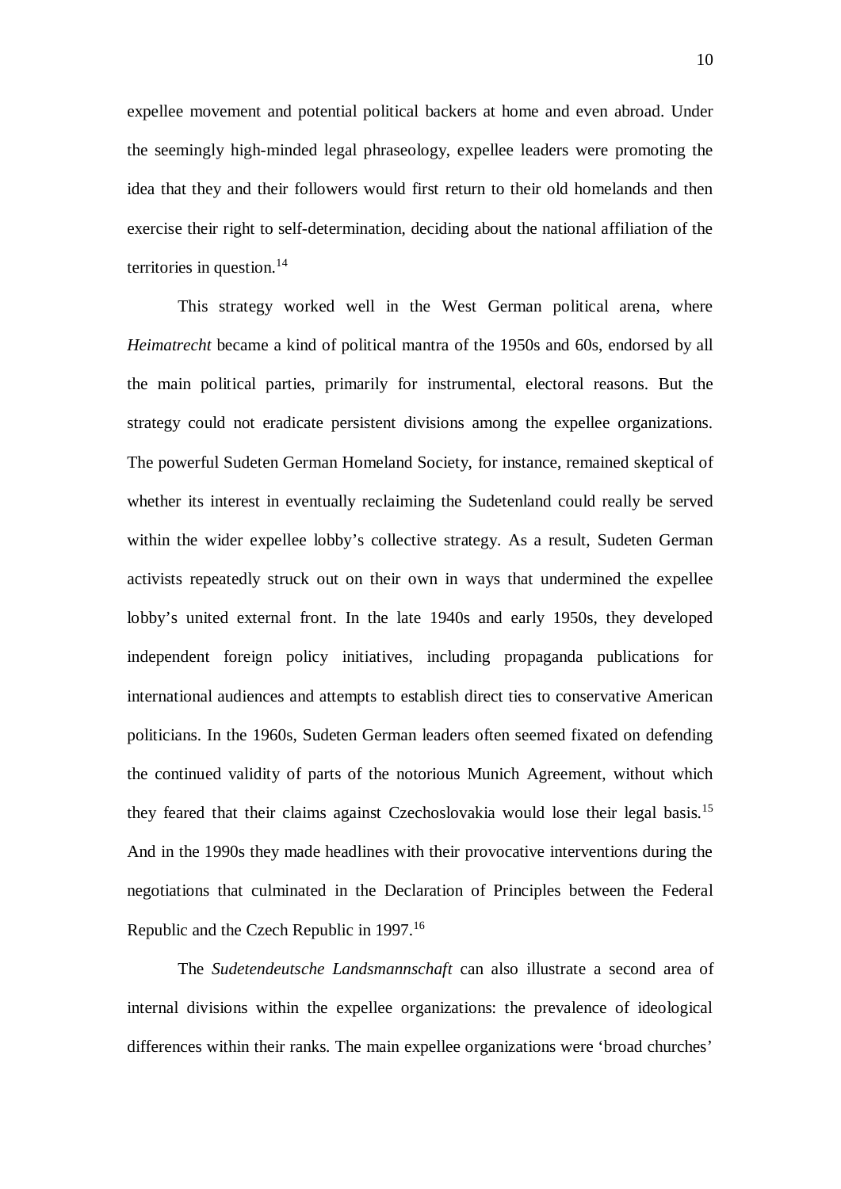expellee movement and potential political backers at home and even abroad. Under the seemingly high-minded legal phraseology, expellee leaders were promoting the idea that they and their followers would first return to their old homelands and then exercise their right to self-determination, deciding about the national affiliation of the territories in question.[14]

This strategy worked well in the West German political arena, where *Heimatrecht* became a kind of political mantra of the 1950s and 60s, endorsed by all the main political parties, primarily for instrumental, electoral reasons. But the strategy could not eradicate persistent divisions among the expellee organizations. The powerful Sudeten German Homeland Society, for instance, remained skeptical of whether its interest in eventually reclaiming the Sudetenland could really be served within the wider expellee lobby's collective strategy. As a result, Sudeten German activists repeatedly struck out on their own in ways that undermined the expellee lobby's united external front. In the late 1940s and early 1950s, they developed independent foreign policy initiatives, including propaganda publications for international audiences and attempts to establish direct ties to conservative American politicians. In the 1960s, Sudeten German leaders often seemed fixated on defending the continued validity of parts of the notorious Munich Agreement, without which they feared that their claims against Czechoslovakia would lose their legal basis.[15] And in the 1990s they made headlines with their provocative interventions during the negotiations that culminated in the Declaration of Principles between the Federal Republic and the Czech Republic in 1997.[16]

The *Sudetendeutsche Landsmannschaft* can also illustrate a second area of internal divisions within the expellee organizations: the prevalence of ideological differences within their ranks. The main expellee organizations were 'broad churches'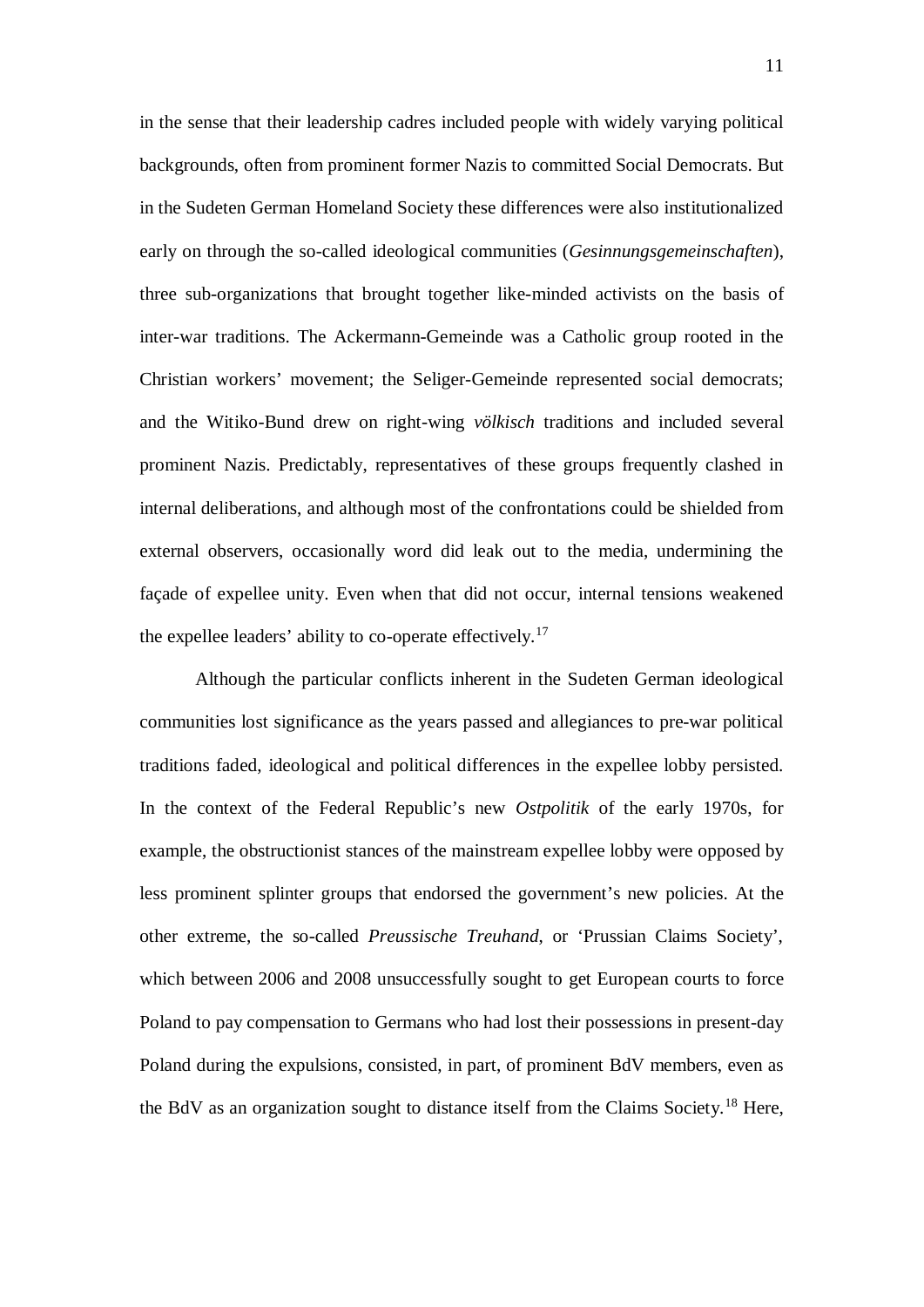in the sense that their leadership cadres included people with widely varying political backgrounds, often from prominent former Nazis to committed Social Democrats. But in the Sudeten German Homeland Society these differences were also institutionalized early on through the so-called ideological communities (*Gesinnungsgemeinschaften*), three sub-organizations that brought together like-minded activists on the basis of inter-war traditions. The Ackermann-Gemeinde was a Catholic group rooted in the Christian workers' movement; the Seliger-Gemeinde represented social democrats; and the Witiko-Bund drew on right-wing *völkisch* traditions and included several prominent Nazis. Predictably, representatives of these groups frequently clashed in internal deliberations, and although most of the confrontations could be shielded from external observers, occasionally word did leak out to the media, undermining the façade of expellee unity. Even when that did not occur, internal tensions weakened the expellee leaders' ability to co-operate effectively.[17]

Although the particular conflicts inherent in the Sudeten German ideological communities lost significance as the years passed and allegiances to pre-war political traditions faded, ideological and political differences in the expellee lobby persisted. In the context of the Federal Republic's new *Ostpolitik* of the early 1970s, for example, the obstructionist stances of the mainstream expellee lobby were opposed by less prominent splinter groups that endorsed the government's new policies. At the other extreme, the so-called *Preussische Treuhand*, or 'Prussian Claims Society', which between 2006 and 2008 unsuccessfully sought to get European courts to force Poland to pay compensation to Germans who had lost their possessions in present-day Poland during the expulsions, consisted, in part, of prominent BdV members, even as the BdV as an organization sought to distance itself from the Claims Society.[18] Here,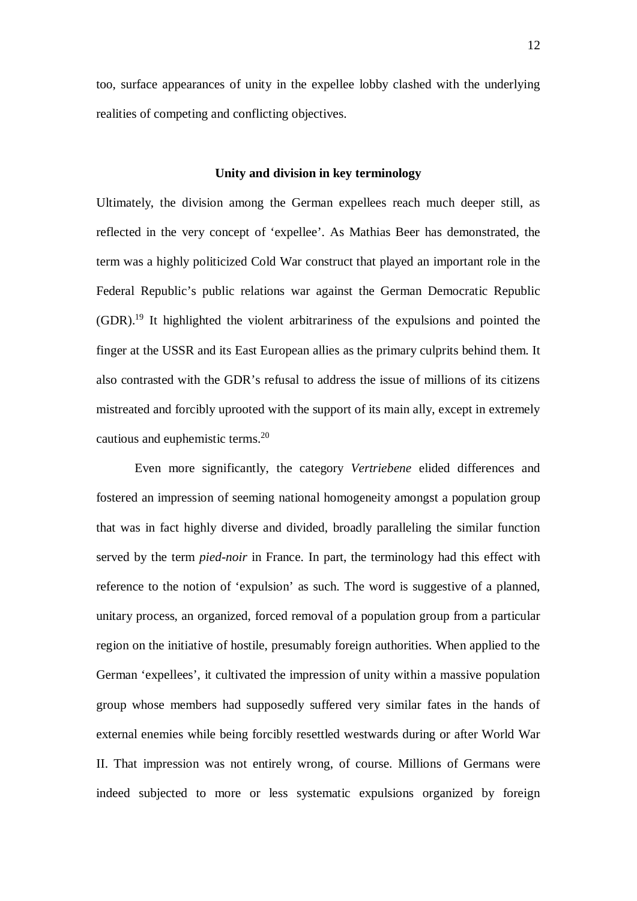too, surface appearances of unity in the expellee lobby clashed with the underlying realities of competing and conflicting objectives.

## Unity and division in key terminology

Ultimately, the division among the German expellees reach much deeper still, as reflected in the very concept of 'expellee'. As Mathias Beer has demonstrated, the term was a highly politicized Cold War construct that played an important role in the Federal Republic's public relations war against the German Democratic Republic (GDR).[19] It highlighted the violent arbitrariness of the expulsions and pointed the finger at the USSR and its East European allies as the primary culprits behind them. It also contrasted with the GDR's refusal to address the issue of millions of its citizens mistreated and forcibly uprooted with the support of its main ally, except in extremely cautious and euphemistic terms.[20]

Even more significantly, the category *Vertriebene* elided differences and fostered an impression of seeming national homogeneity amongst a population group that was in fact highly diverse and divided, broadly paralleling the similar function served by the term *pied-noir* in France. In part, the terminology had this effect with reference to the notion of 'expulsion' as such. The word is suggestive of a planned, unitary process, an organized, forced removal of a population group from a particular region on the initiative of hostile, presumably foreign authorities. When applied to the German 'expellees', it cultivated the impression of unity within a massive population group whose members had supposedly suffered very similar fates in the hands of external enemies while being forcibly resettled westwards during or after World War II. That impression was not entirely wrong, of course. Millions of Germans were indeed subjected to more or less systematic expulsions organized by foreign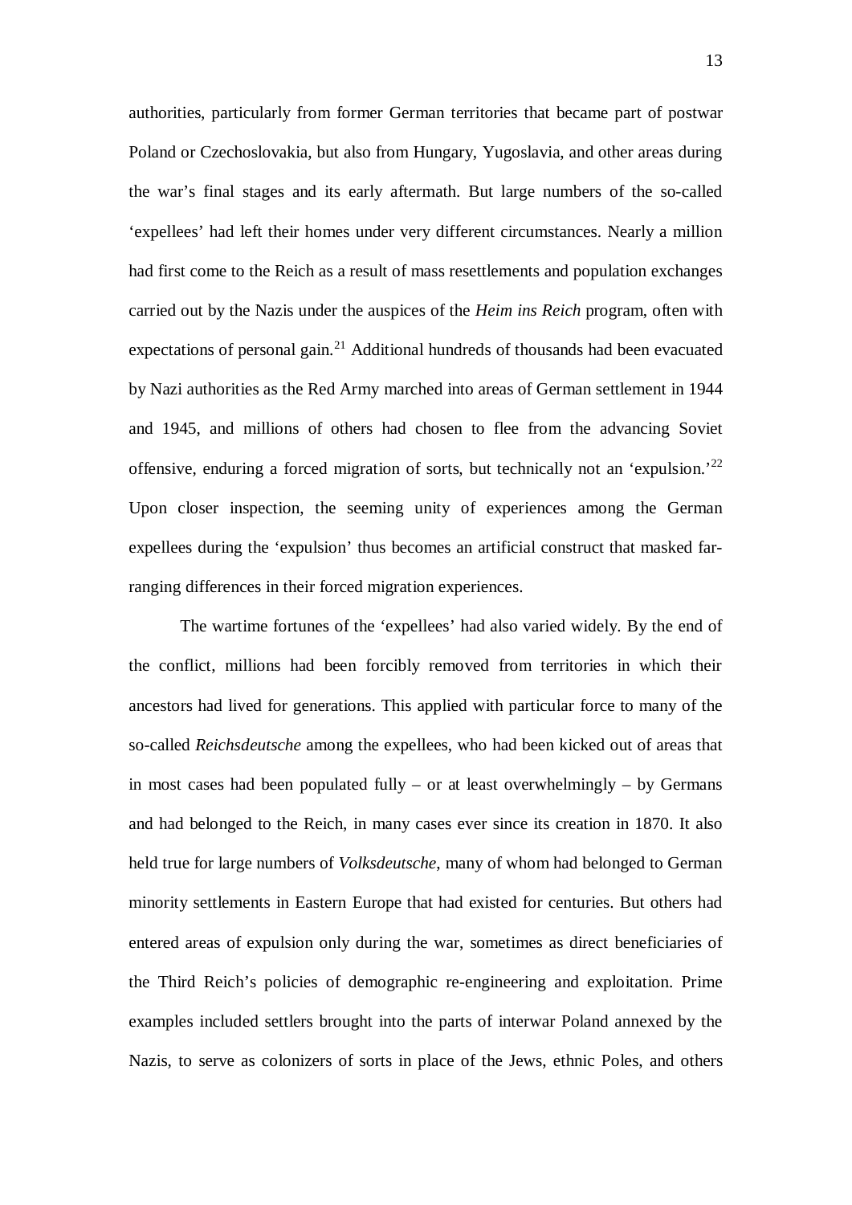authorities, particularly from former German territories that became part of postwar Poland or Czechoslovakia, but also from Hungary, Yugoslavia, and other areas during the war's final stages and its early aftermath. But large numbers of the so-called 'expellees' had left their homes under very different circumstances. Nearly a million had first come to the Reich as a result of mass resettlements and population exchanges carried out by the Nazis under the auspices of the *Heim ins Reich* program, often with expectations of personal gain.[21] Additional hundreds of thousands had been evacuated by Nazi authorities as the Red Army marched into areas of German settlement in 1944 and 1945, and millions of others had chosen to flee from the advancing Soviet offensive, enduring a forced migration of sorts, but technically not an 'expulsion.'[22] Upon closer inspection, the seeming unity of experiences among the German expellees during the 'expulsion' thus becomes an artificial construct that masked far-ranging differences in their forced migration experiences.

The wartime fortunes of the 'expellees' had also varied widely. By the end of the conflict, millions had been forcibly removed from territories in which their ancestors had lived for generations. This applied with particular force to many of the so-called *Reichsdeutsche* among the expellees, who had been kicked out of areas that in most cases had been populated fully – or at least overwhelmingly – by Germans and had belonged to the Reich, in many cases ever since its creation in 1870. It also held true for large numbers of *Volksdeutsche*, many of whom had belonged to German minority settlements in Eastern Europe that had existed for centuries. But others had entered areas of expulsion only during the war, sometimes as direct beneficiaries of the Third Reich's policies of demographic re-engineering and exploitation. Prime examples included settlers brought into the parts of interwar Poland annexed by the Nazis, to serve as colonizers of sorts in place of the Jews, ethnic Poles, and others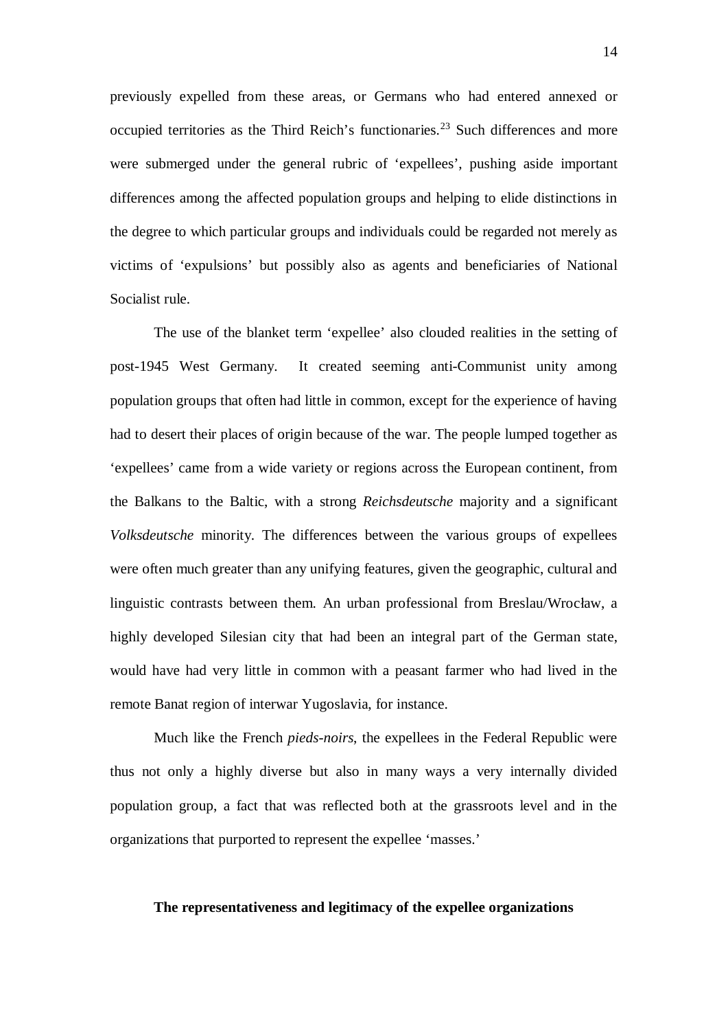previously expelled from these areas, or Germans who had entered annexed or occupied territories as the Third Reich's functionaries.[23] Such differences and more were submerged under the general rubric of 'expellees', pushing aside important differences among the affected population groups and helping to elide distinctions in the degree to which particular groups and individuals could be regarded not merely as victims of 'expulsions' but possibly also as agents and beneficiaries of National Socialist rule.

The use of the blanket term 'expellee' also clouded realities in the setting of post-1945 West Germany. It created seeming anti-Communist unity among population groups that often had little in common, except for the experience of having had to desert their places of origin because of the war. The people lumped together as 'expellees' came from a wide variety or regions across the European continent, from the Balkans to the Baltic, with a strong *Reichsdeutsche* majority and a significant *Volksdeutsche* minority. The differences between the various groups of expellees were often much greater than any unifying features, given the geographic, cultural and linguistic contrasts between them. An urban professional from Breslau/Wrocław, a highly developed Silesian city that had been an integral part of the German state, would have had very little in common with a peasant farmer who had lived in the remote Banat region of interwar Yugoslavia, for instance.

Much like the French *pieds-noirs*, the expellees in the Federal Republic were thus not only a highly diverse but also in many ways a very internally divided population group, a fact that was reflected both at the grassroots level and in the organizations that purported to represent the expellee 'masses.'

**The representativeness and legitimacy of the expellee organizations**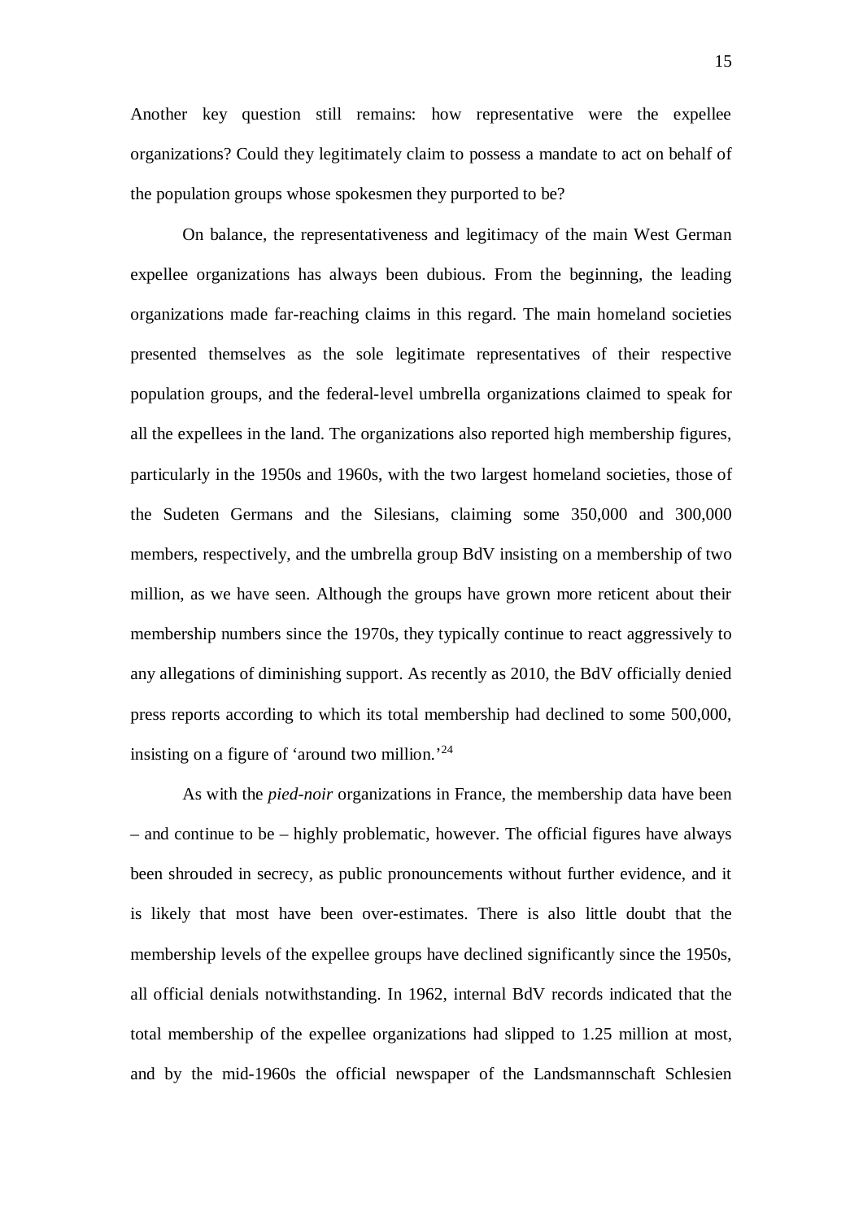Another key question still remains: how representative were the expellee organizations? Could they legitimately claim to possess a mandate to act on behalf of the population groups whose spokesmen they purported to be?

On balance, the representativeness and legitimacy of the main West German expellee organizations has always been dubious. From the beginning, the leading organizations made far-reaching claims in this regard. The main homeland societies presented themselves as the sole legitimate representatives of their respective population groups, and the federal-level umbrella organizations claimed to speak for all the expellees in the land. The organizations also reported high membership figures, particularly in the 1950s and 1960s, with the two largest homeland societies, those of the Sudeten Germans and the Silesians, claiming some 350,000 and 300,000 members, respectively, and the umbrella group BdV insisting on a membership of two million, as we have seen. Although the groups have grown more reticent about their membership numbers since the 1970s, they typically continue to react aggressively to any allegations of diminishing support. As recently as 2010, the BdV officially denied press reports according to which its total membership had declined to some 500,000, insisting on a figure of 'around two million.'[24]

As with the *pied-noir* organizations in France, the membership data have been – and continue to be – highly problematic, however. The official figures have always been shrouded in secrecy, as public pronouncements without further evidence, and it is likely that most have been over-estimates. There is also little doubt that the membership levels of the expellee groups have declined significantly since the 1950s, all official denials notwithstanding. In 1962, internal BdV records indicated that the total membership of the expellee organizations had slipped to 1.25 million at most, and by the mid-1960s the official newspaper of the Landsmannschaft Schlesien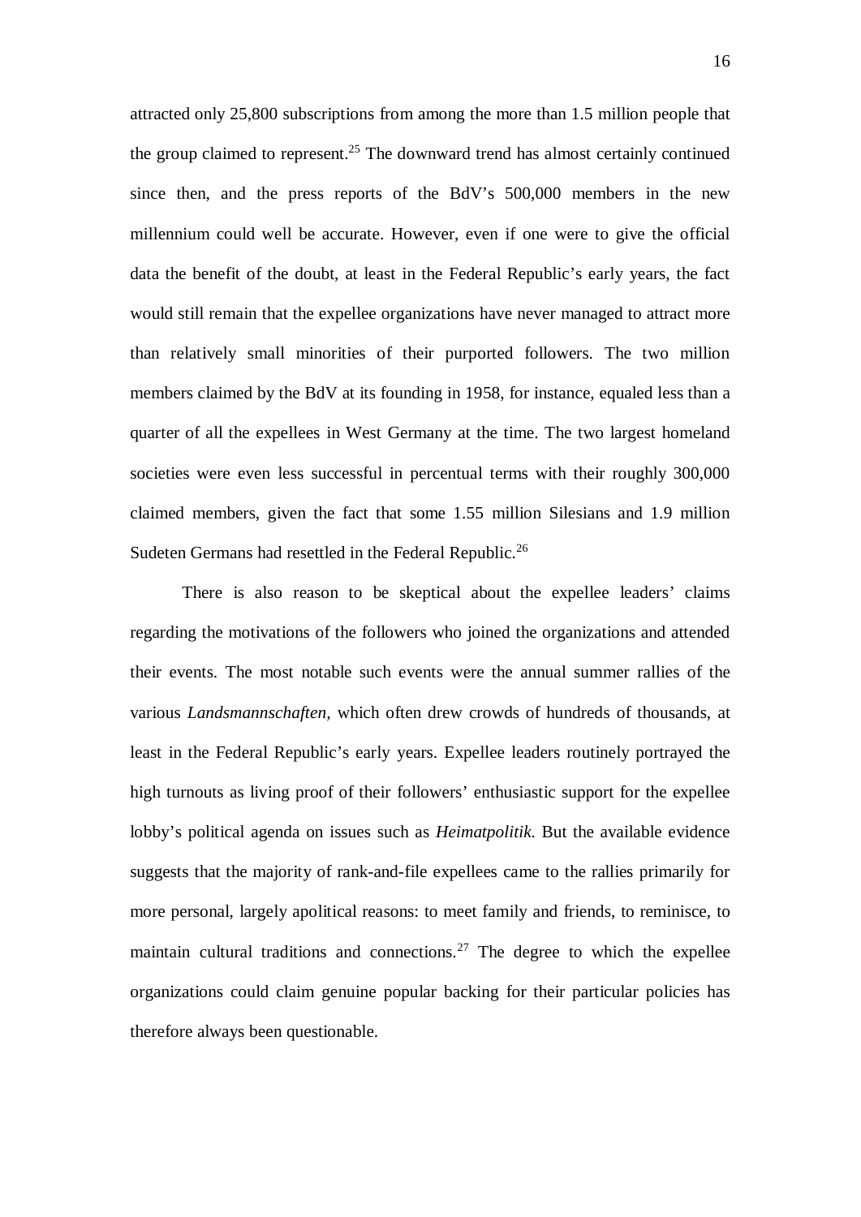attracted only 25,800 subscriptions from among the more than 1.5 million people that the group claimed to represent.[25] The downward trend has almost certainly continued since then, and the press reports of the BdV's 500,000 members in the new millennium could well be accurate. However, even if one were to give the official data the benefit of the doubt, at least in the Federal Republic's early years, the fact would still remain that the expellee organizations have never managed to attract more than relatively small minorities of their purported followers. The two million members claimed by the BdV at its founding in 1958, for instance, equaled less than a quarter of all the expellees in West Germany at the time. The two largest homeland societies were even less successful in percentual terms with their roughly 300,000 claimed members, given the fact that some 1.55 million Silesians and 1.9 million Sudeten Germans had resettled in the Federal Republic.[26]

There is also reason to be skeptical about the expellee leaders' claims regarding the motivations of the followers who joined the organizations and attended their events. The most notable such events were the annual summer rallies of the various *Landsmannschaften*, which often drew crowds of hundreds of thousands, at least in the Federal Republic's early years. Expellee leaders routinely portrayed the high turnouts as living proof of their followers' enthusiastic support for the expellee lobby's political agenda on issues such as *Heimatpolitik*. But the available evidence suggests that the majority of rank-and-file expellees came to the rallies primarily for more personal, largely apolitical reasons: to meet family and friends, to reminisce, to maintain cultural traditions and connections.[27] The degree to which the expellee organizations could claim genuine popular backing for their particular policies has therefore always been questionable.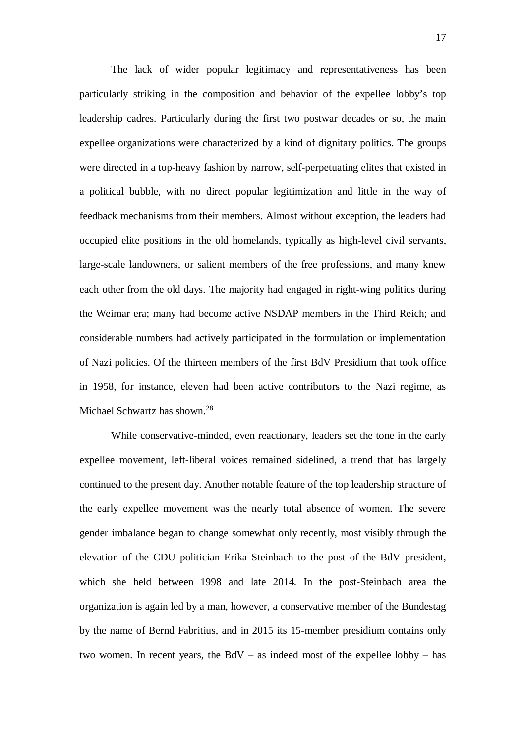The lack of wider popular legitimacy and representativeness has been particularly striking in the composition and behavior of the expellee lobby's top leadership cadres. Particularly during the first two postwar decades or so, the main expellee organizations were characterized by a kind of dignitary politics. The groups were directed in a top-heavy fashion by narrow, self-perpetuating elites that existed in a political bubble, with no direct popular legitimization and little in the way of feedback mechanisms from their members. Almost without exception, the leaders had occupied elite positions in the old homelands, typically as high-level civil servants, large-scale landowners, or salient members of the free professions, and many knew each other from the old days. The majority had engaged in right-wing politics during the Weimar era; many had become active NSDAP members in the Third Reich; and considerable numbers had actively participated in the formulation or implementation of Nazi policies. Of the thirteen members of the first BdV Presidium that took office in 1958, for instance, eleven had been active contributors to the Nazi regime, as Michael Schwartz has shown.[28]

While conservative-minded, even reactionary, leaders set the tone in the early expellee movement, left-liberal voices remained sidelined, a trend that has largely continued to the present day. Another notable feature of the top leadership structure of the early expellee movement was the nearly total absence of women. The severe gender imbalance began to change somewhat only recently, most visibly through the elevation of the CDU politician Erika Steinbach to the post of the BdV president, which she held between 1998 and late 2014. In the post-Steinbach area the organization is again led by a man, however, a conservative member of the Bundestag by the name of Bernd Fabritius, and in 2015 its 15-member presidium contains only two women. In recent years, the BdV – as indeed most of the expellee lobby – has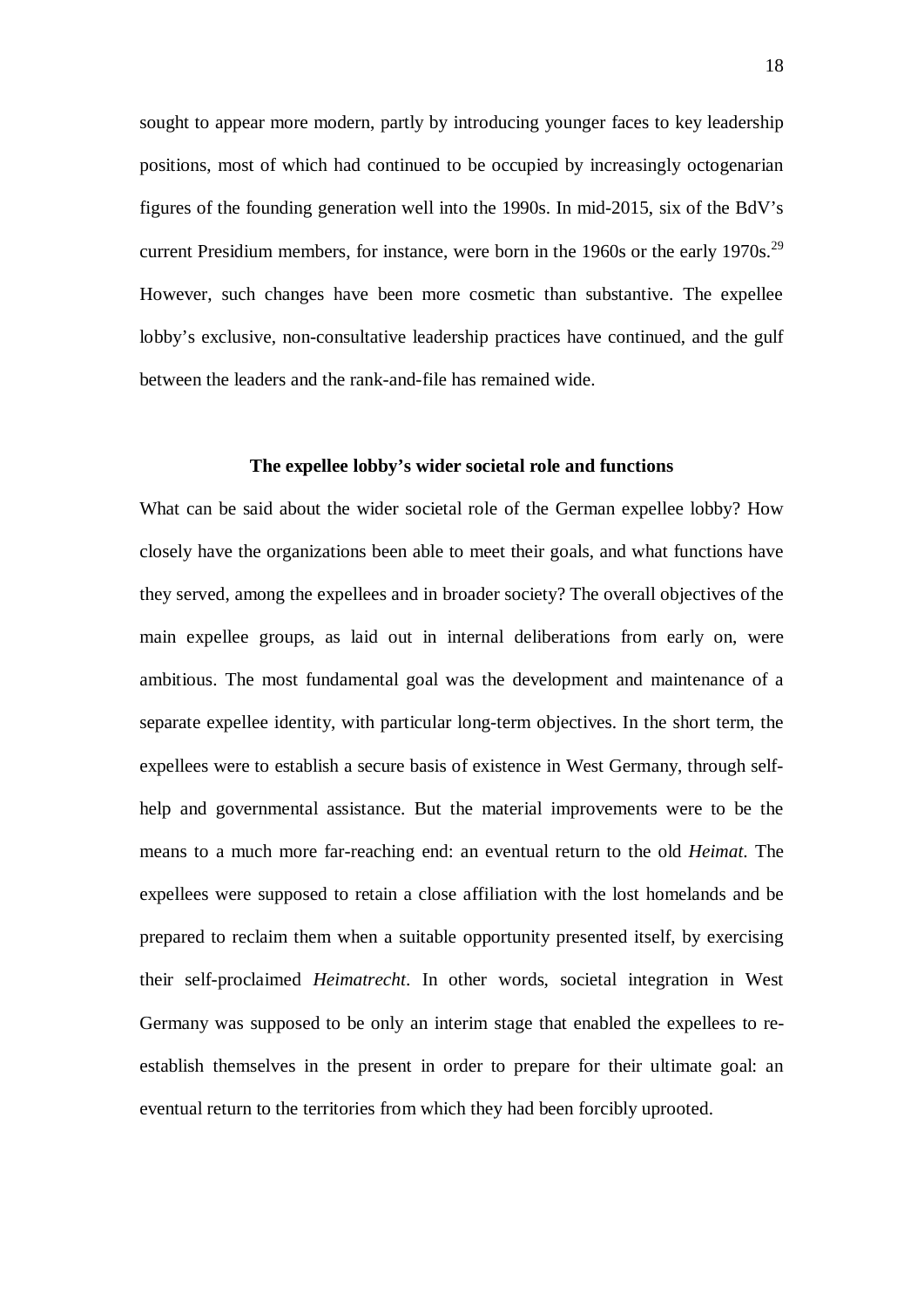sought to appear more modern, partly by introducing younger faces to key leadership positions, most of which had continued to be occupied by increasingly octogenarian figures of the founding generation well into the 1990s. In mid-2015, six of the BdV's current Presidium members, for instance, were born in the 1960s or the early 1970s.[29] However, such changes have been more cosmetic than substantive. The expellee lobby's exclusive, non-consultative leadership practices have continued, and the gulf between the leaders and the rank-and-file has remained wide.

## The expellee lobby's wider societal role and functions

What can be said about the wider societal role of the German expellee lobby? How closely have the organizations been able to meet their goals, and what functions have they served, among the expellees and in broader society? The overall objectives of the main expellee groups, as laid out in internal deliberations from early on, were ambitious. The most fundamental goal was the development and maintenance of a separate expellee identity, with particular long-term objectives. In the short term, the expellees were to establish a secure basis of existence in West Germany, through self-help and governmental assistance. But the material improvements were to be the means to a much more far-reaching end: an eventual return to the old *Heimat*. The expellees were supposed to retain a close affiliation with the lost homelands and be prepared to reclaim them when a suitable opportunity presented itself, by exercising their self-proclaimed *Heimatrecht*. In other words, societal integration in West Germany was supposed to be only an interim stage that enabled the expellees to re-establish themselves in the present in order to prepare for their ultimate goal: an eventual return to the territories from which they had been forcibly uprooted.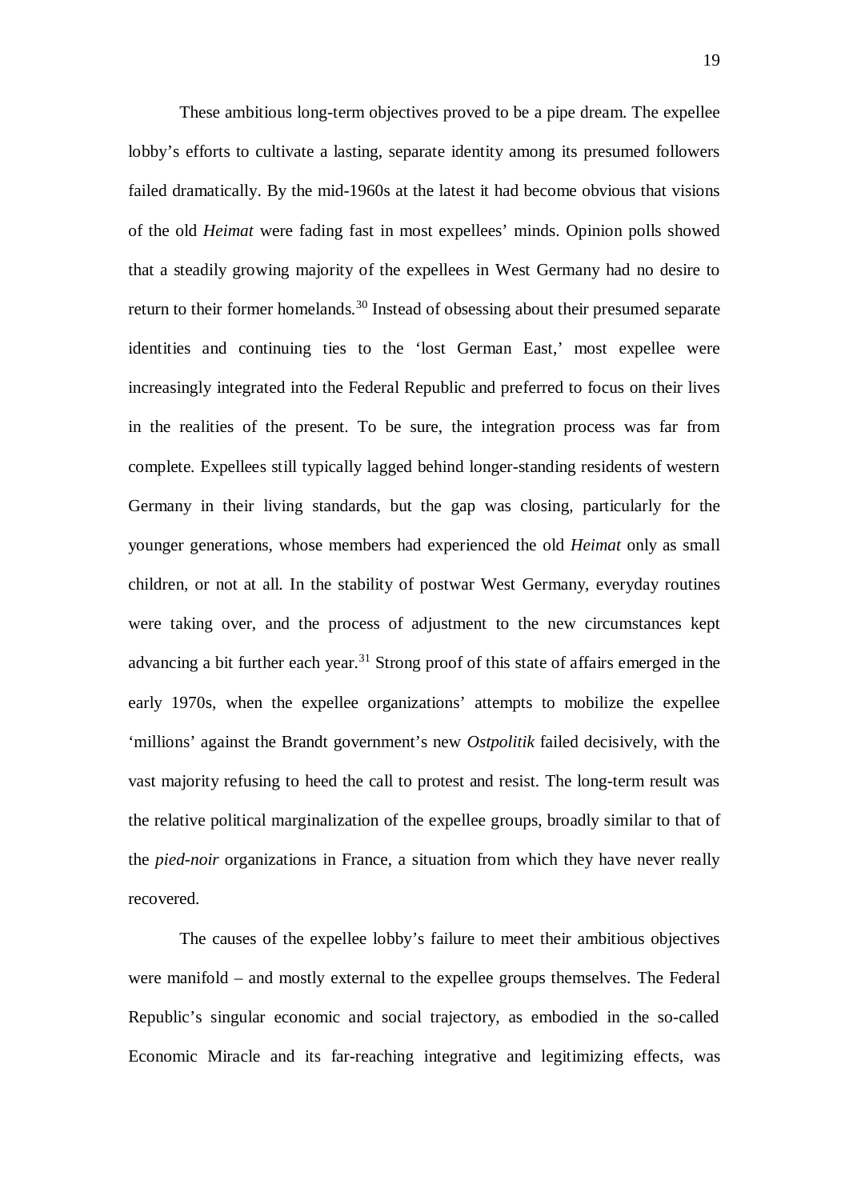These ambitious long-term objectives proved to be a pipe dream. The expellee lobby's efforts to cultivate a lasting, separate identity among its presumed followers failed dramatically. By the mid-1960s at the latest it had become obvious that visions of the old *Heimat* were fading fast in most expellees' minds. Opinion polls showed that a steadily growing majority of the expellees in West Germany had no desire to return to their former homelands.[30] Instead of obsessing about their presumed separate identities and continuing ties to the 'lost German East,' most expellee were increasingly integrated into the Federal Republic and preferred to focus on their lives in the realities of the present. To be sure, the integration process was far from complete. Expellees still typically lagged behind longer-standing residents of western Germany in their living standards, but the gap was closing, particularly for the younger generations, whose members had experienced the old *Heimat* only as small children, or not at all. In the stability of postwar West Germany, everyday routines were taking over, and the process of adjustment to the new circumstances kept advancing a bit further each year.[31] Strong proof of this state of affairs emerged in the early 1970s, when the expellee organizations' attempts to mobilize the expellee 'millions' against the Brandt government's new *Ostpolitik* failed decisively, with the vast majority refusing to heed the call to protest and resist. The long-term result was the relative political marginalization of the expellee groups, broadly similar to that of the *pied-noir* organizations in France, a situation from which they have never really recovered.

The causes of the expellee lobby's failure to meet their ambitious objectives were manifold – and mostly external to the expellee groups themselves. The Federal Republic's singular economic and social trajectory, as embodied in the so-called Economic Miracle and its far-reaching integrative and legitimizing effects, was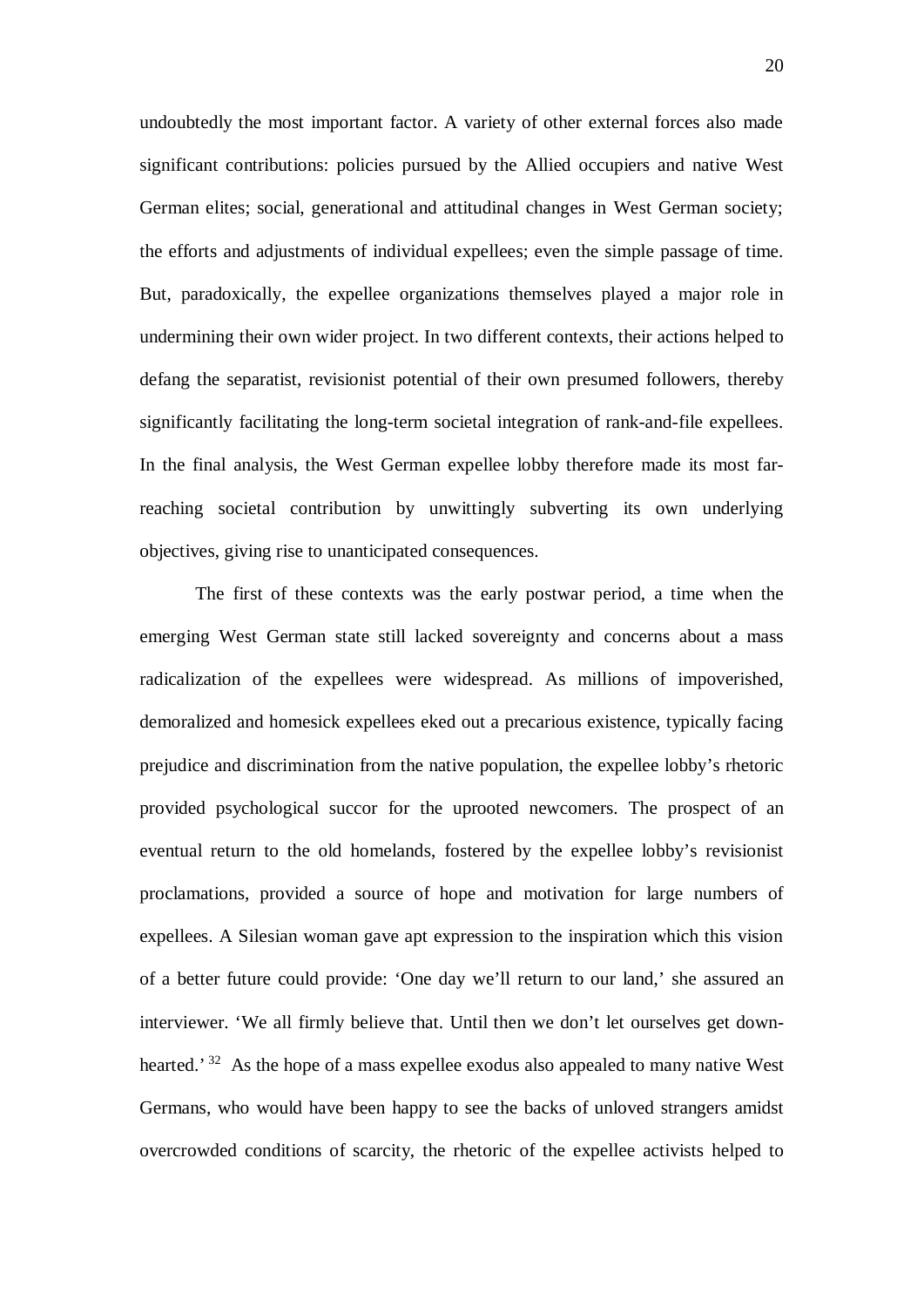undoubtedly the most important factor. A variety of other external forces also made significant contributions: policies pursued by the Allied occupiers and native West German elites; social, generational and attitudinal changes in West German society; the efforts and adjustments of individual expellees; even the simple passage of time. But, paradoxically, the expellee organizations themselves played a major role in undermining their own wider project. In two different contexts, their actions helped to defang the separatist, revisionist potential of their own presumed followers, thereby significantly facilitating the long-term societal integration of rank-and-file expellees. In the final analysis, the West German expellee lobby therefore made its most far-reaching societal contribution by unwittingly subverting its own underlying objectives, giving rise to unanticipated consequences.

The first of these contexts was the early postwar period, a time when the emerging West German state still lacked sovereignty and concerns about a mass radicalization of the expellees were widespread. As millions of impoverished, demoralized and homesick expellees eked out a precarious existence, typically facing prejudice and discrimination from the native population, the expellee lobby's rhetoric provided psychological succor for the uprooted newcomers. The prospect of an eventual return to the old homelands, fostered by the expellee lobby's revisionist proclamations, provided a source of hope and motivation for large numbers of expellees. A Silesian woman gave apt expression to the inspiration which this vision of a better future could provide: 'One day we'll return to our land,' she assured an interviewer. 'We all firmly believe that. Until then we don't let ourselves get down-hearted.' [32] As the hope of a mass expellee exodus also appealed to many native West Germans, who would have been happy to see the backs of unloved strangers amidst overcrowded conditions of scarcity, the rhetoric of the expellee activists helped to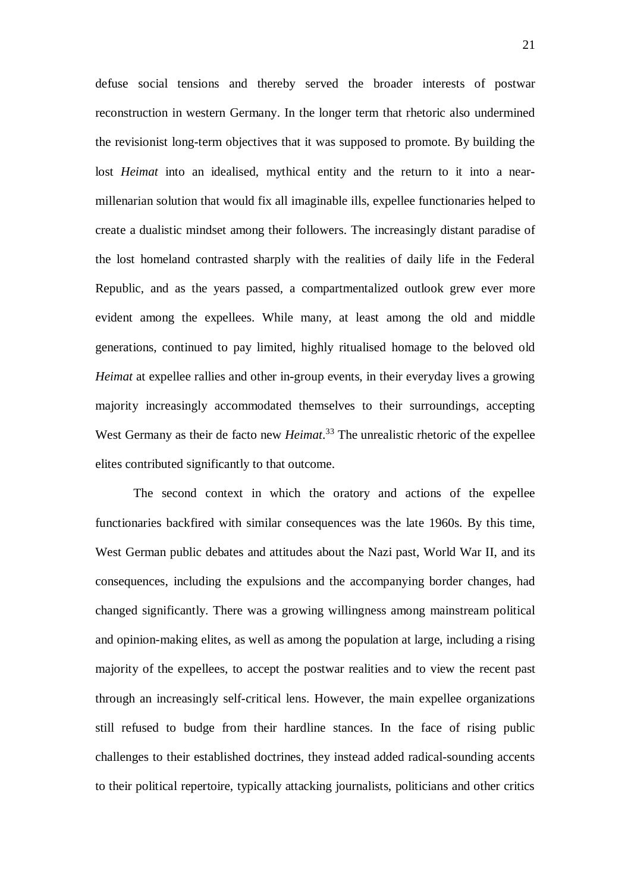defuse social tensions and thereby served the broader interests of postwar reconstruction in western Germany. In the longer term that rhetoric also undermined the revisionist long-term objectives that it was supposed to promote. By building the lost *Heimat* into an idealised, mythical entity and the return to it into a near-millenarian solution that would fix all imaginable ills, expellee functionaries helped to create a dualistic mindset among their followers. The increasingly distant paradise of the lost homeland contrasted sharply with the realities of daily life in the Federal Republic, and as the years passed, a compartmentalized outlook grew ever more evident among the expellees. While many, at least among the old and middle generations, continued to pay limited, highly ritualised homage to the beloved old *Heimat* at expellee rallies and other in-group events, in their everyday lives a growing majority increasingly accommodated themselves to their surroundings, accepting West Germany as their de facto new *Heimat*.[33] The unrealistic rhetoric of the expellee elites contributed significantly to that outcome.

The second context in which the oratory and actions of the expellee functionaries backfired with similar consequences was the late 1960s. By this time, West German public debates and attitudes about the Nazi past, World War II, and its consequences, including the expulsions and the accompanying border changes, had changed significantly. There was a growing willingness among mainstream political and opinion-making elites, as well as among the population at large, including a rising majority of the expellees, to accept the postwar realities and to view the recent past through an increasingly self-critical lens. However, the main expellee organizations still refused to budge from their hardline stances. In the face of rising public challenges to their established doctrines, they instead added radical-sounding accents to their political repertoire, typically attacking journalists, politicians and other critics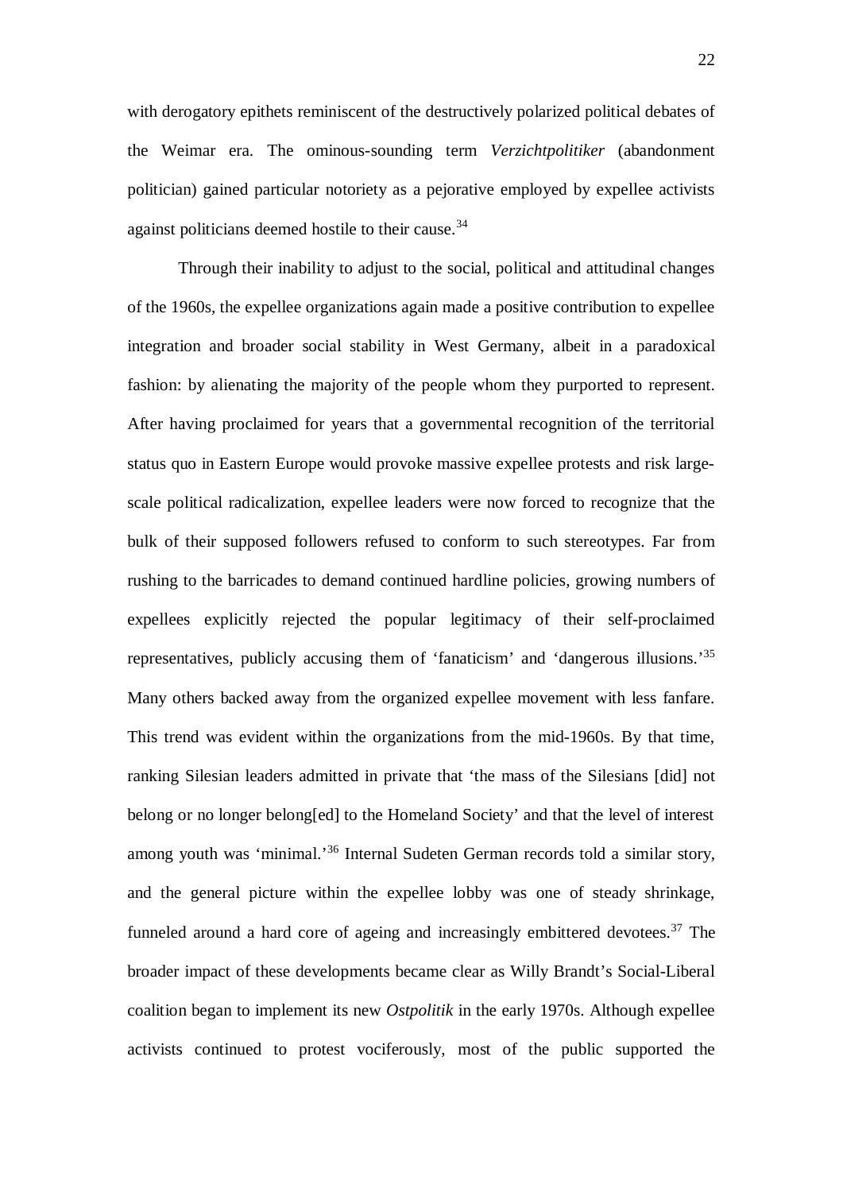with derogatory epithets reminiscent of the destructively polarized political debates of the Weimar era. The ominous-sounding term *Verzichtpolitiker* (abandonment politician) gained particular notoriety as a pejorative employed by expellee activists against politicians deemed hostile to their cause.[34]

Through their inability to adjust to the social, political and attitudinal changes of the 1960s, the expellee organizations again made a positive contribution to expellee integration and broader social stability in West Germany, albeit in a paradoxical fashion: by alienating the majority of the people whom they purported to represent. After having proclaimed for years that a governmental recognition of the territorial status quo in Eastern Europe would provoke massive expellee protests and risk large-scale political radicalization, expellee leaders were now forced to recognize that the bulk of their supposed followers refused to conform to such stereotypes. Far from rushing to the barricades to demand continued hardline policies, growing numbers of expellees explicitly rejected the popular legitimacy of their self-proclaimed representatives, publicly accusing them of 'fanaticism' and 'dangerous illusions.'[35] Many others backed away from the organized expellee movement with less fanfare. This trend was evident within the organizations from the mid-1960s. By that time, ranking Silesian leaders admitted in private that 'the mass of the Silesians [did] not belong or no longer belong[ed] to the Homeland Society' and that the level of interest among youth was 'minimal.'[36] Internal Sudeten German records told a similar story, and the general picture within the expellee lobby was one of steady shrinkage, funneled around a hard core of ageing and increasingly embittered devotees.[37] The broader impact of these developments became clear as Willy Brandt's Social-Liberal coalition began to implement its new *Ostpolitik* in the early 1970s. Although expellee activists continued to protest vociferously, most of the public supported the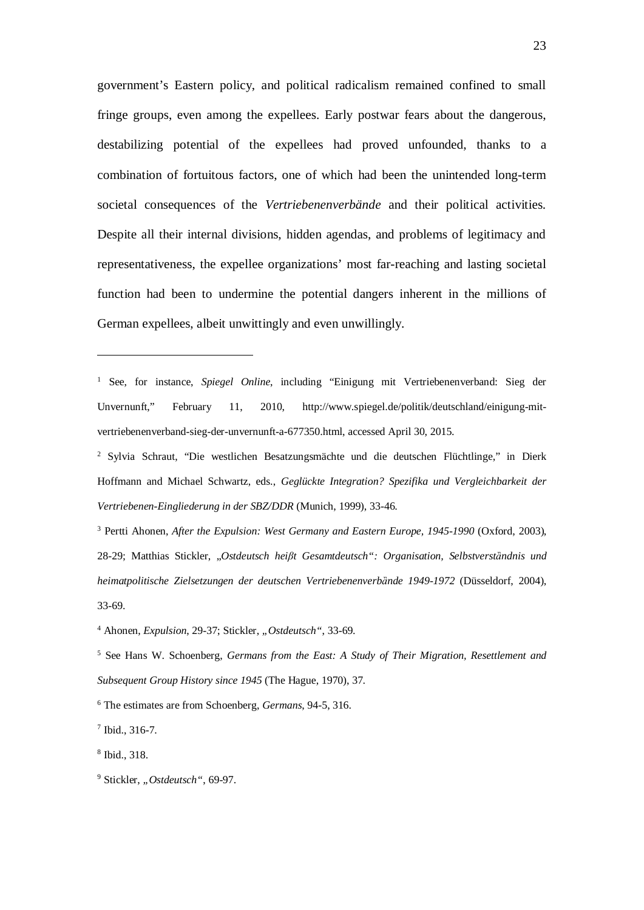government's Eastern policy, and political radicalism remained confined to small fringe groups, even among the expellees. Early postwar fears about the dangerous, destabilizing potential of the expellees had proved unfounded, thanks to a combination of fortuitous factors, one of which had been the unintended long-term societal consequences of the *Vertriebenenverbände* and their political activities. Despite all their internal divisions, hidden agendas, and problems of legitimacy and representativeness, the expellee organizations' most far-reaching and lasting societal function had been to undermine the potential dangers inherent in the millions of German expellees, albeit unwittingly and even unwillingly.

---

[1] See, for instance, *Spiegel Online*, including "Einigung mit Vertriebenenverband: Sieg der Unvernunft," February 11, 2010, http://www.spiegel.de/politik/deutschland/einigung-mit-vertriebenenverband-sieg-der-unvernunft-a-677350.html, accessed April 30, 2015.

[2] Sylvia Schraut, "Die westlichen Besatzungsmächte und die deutschen Flüchtlinge," in Dierk Hoffmann and Michael Schwartz, eds., *Geglückte Integration? Spezifika und Vergleichbarkeit der Vertriebenen-Eingliederung in der SBZ/DDR* (Munich, 1999), 33-46.

[3] Pertti Ahonen, *After the Expulsion: West Germany and Eastern Europe, 1945-1990* (Oxford, 2003), 28-29; Matthias Stickler, *„Ostdeutsch heißt Gesamtdeutsch": Organisation, Selbstverständnis und heimatpolitische Zielsetzungen der deutschen Vertriebenenverbände 1949-1972* (Düsseldorf, 2004), 33-69.

[4] Ahonen, *Expulsion*, 29-37; Stickler, *„Ostdeutsch"*, 33-69.

[5] See Hans W. Schoenberg, *Germans from the East: A Study of Their Migration, Resettlement and Subsequent Group History since 1945* (The Hague, 1970), 37.

[6] The estimates are from Schoenberg, *Germans*, 94-5, 316.

[7] Ibid., 316-7.

[8] Ibid., 318.

[9] Stickler, *„Ostdeutsch"*, 69-97.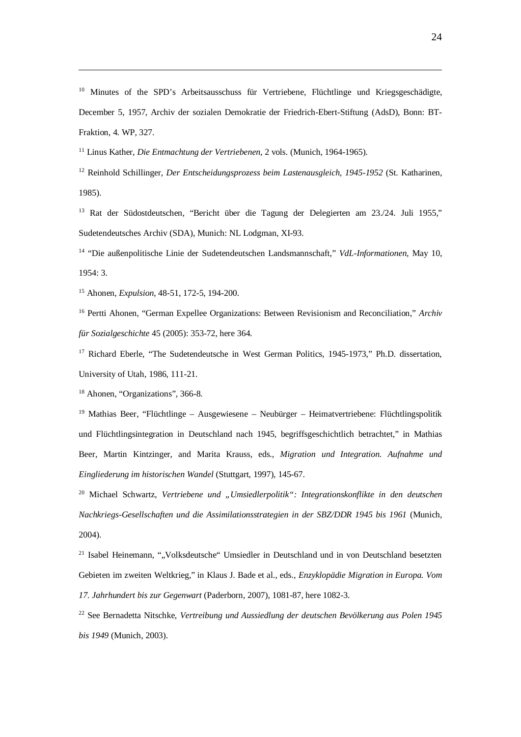[10] Minutes of the SPD's Arbeitsausschuss für Vertriebene, Flüchtlinge und Kriegsgeschädigte, December 5, 1957, Archiv der sozialen Demokratie der Friedrich-Ebert-Stiftung (AdsD), Bonn: BT-Fraktion, 4. WP, 327.

[11] Linus Kather, *Die Entmachtung der Vertriebenen*, 2 vols. (Munich, 1964-1965).

[12] Reinhold Schillinger, *Der Entscheidungsprozess beim Lastenausgleich, 1945-1952* (St. Katharinen, 1985).

[13] Rat der Südostdeutschen, "Bericht über die Tagung der Delegierten am 23./24. Juli 1955," Sudetendeutsches Archiv (SDA), Munich: NL Lodgman, XI-93.

[14] "Die außenpolitische Linie der Sudetendeutschen Landsmannschaft," *VdL-Informationen*, May 10, 1954: 3.

[15] Ahonen, *Expulsion*, 48-51, 172-5, 194-200.

[16] Pertti Ahonen, "German Expellee Organizations: Between Revisionism and Reconciliation," *Archiv für Sozialgeschichte* 45 (2005): 353-72, here 364.

[17] Richard Eberle, "The Sudetendeutsche in West German Politics, 1945-1973," Ph.D. dissertation, University of Utah, 1986, 111-21.

[18] Ahonen, "Organizations", 366-8.

[19] Mathias Beer, "Flüchtlinge – Ausgewiesene – Neubürger – Heimatvertriebene: Flüchtlingspolitik und Flüchtlingsintegration in Deutschland nach 1945, begriffsgeschichtlich betrachtet," in Mathias Beer, Martin Kintzinger, and Marita Krauss, eds., *Migration und Integration. Aufnahme und Eingliederung im historischen Wandel* (Stuttgart, 1997), 145-67.

[20] Michael Schwartz, *Vertriebene und „Umsiedlerpolitik": Integrationskonflikte in den deutschen Nachkriegs-Gesellschaften und die Assimilationsstrategien in der SBZ/DDR 1945 bis 1961* (Munich, 2004).

[21] Isabel Heinemann, "„Volksdeutsche" Umsiedler in Deutschland und in von Deutschland besetzten Gebieten im zweiten Weltkrieg," in Klaus J. Bade et al., eds., *Enzyklopädie Migration in Europa. Vom 17. Jahrhundert bis zur Gegenwart* (Paderborn, 2007), 1081-87, here 1082-3.

[22] See Bernadetta Nitschke, *Vertreibung und Aussiedlung der deutschen Bevölkerung aus Polen 1945 bis 1949* (Munich, 2003).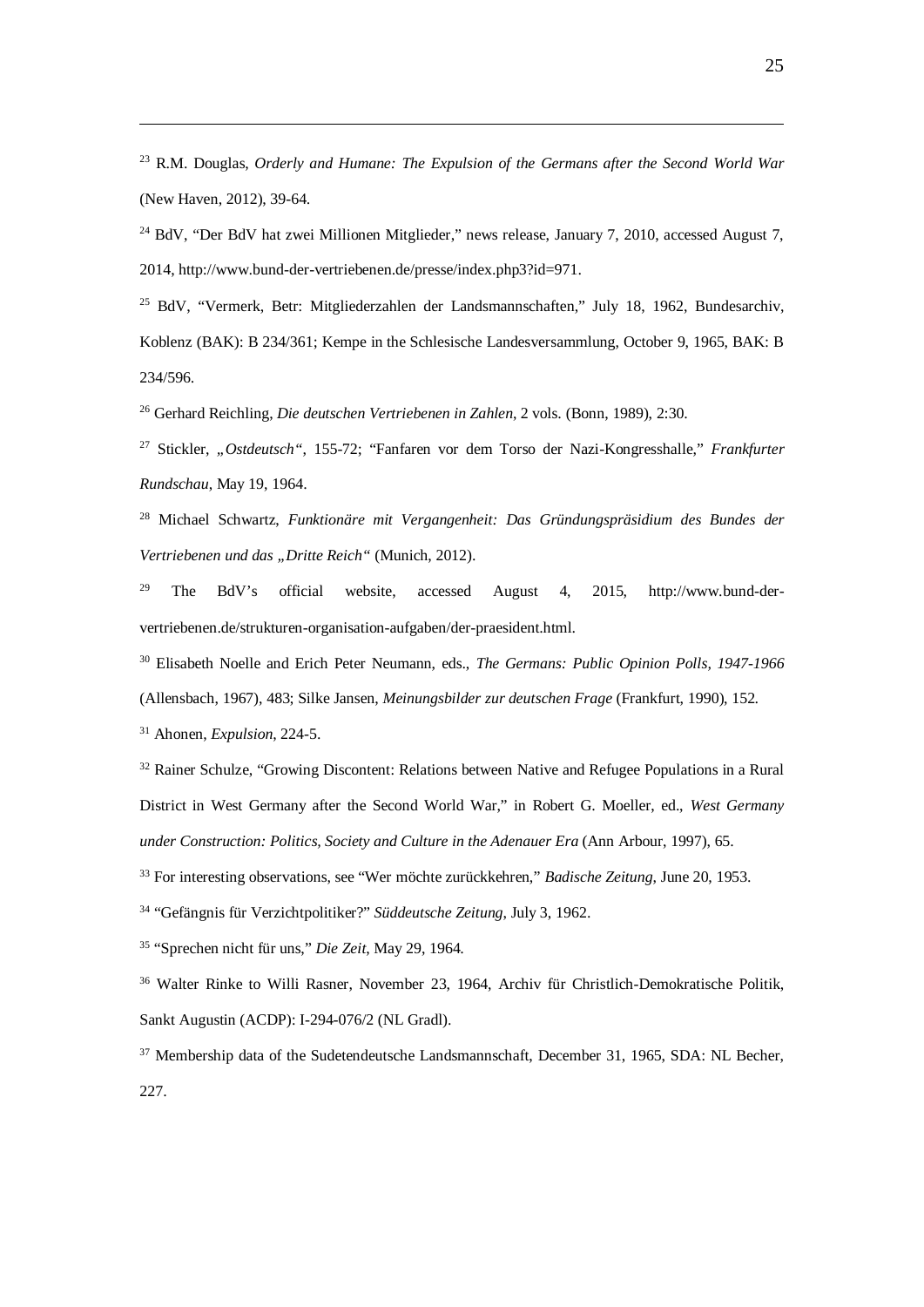[23] R.M. Douglas, *Orderly and Humane: The Expulsion of the Germans after the Second World War* (New Haven, 2012), 39-64.

[24] BdV, "Der BdV hat zwei Millionen Mitglieder," news release, January 7, 2010, accessed August 7, 2014, http://www.bund-der-vertriebenen.de/presse/index.php3?id=971.

[25] BdV, "Vermerk, Betr: Mitgliederzahlen der Landsmannschaften," July 18, 1962, Bundesarchiv, Koblenz (BAK): B 234/361; Kempe in the Schlesische Landesversammlung, October 9, 1965, BAK: B 234/596.

[26] Gerhard Reichling, *Die deutschen Vertriebenen in Zahlen*, 2 vols. (Bonn, 1989), 2:30.

[27] Stickler, *„Ostdeutsch"*, 155-72; "Fanfaren vor dem Torso der Nazi-Kongresshalle," *Frankfurter Rundschau*, May 19, 1964.

[28] Michael Schwartz, *Funktionäre mit Vergangenheit: Das Gründungspräsidium des Bundes der Vertriebenen und das „Dritte Reich"* (Munich, 2012).

[29] The BdV's official website, accessed August 4, 2015, http://www.bund-der-vertriebenen.de/strukturen-organisation-aufgaben/der-praesident.html.

[30] Elisabeth Noelle and Erich Peter Neumann, eds., *The Germans: Public Opinion Polls, 1947-1966* (Allensbach, 1967), 483; Silke Jansen, *Meinungsbilder zur deutschen Frage* (Frankfurt, 1990), 152.

[31] Ahonen, *Expulsion*, 224-5.

[32] Rainer Schulze, "Growing Discontent: Relations between Native and Refugee Populations in a Rural District in West Germany after the Second World War," in Robert G. Moeller, ed., *West Germany under Construction: Politics, Society and Culture in the Adenauer Era* (Ann Arbour, 1997), 65.

[33] For interesting observations, see "Wer möchte zurückkehren," *Badische Zeitung*, June 20, 1953.

[34] "Gefängnis für Verzichtpolitiker?" *Süddeutsche Zeitung*, July 3, 1962.

[35] "Sprechen nicht für uns," *Die Zeit*, May 29, 1964.

[36] Walter Rinke to Willi Rasner, November 23, 1964, Archiv für Christlich-Demokratische Politik, Sankt Augustin (ACDP): I-294-076/2 (NL Gradl).

[37] Membership data of the Sudetendeutsche Landsmannschaft, December 31, 1965, SDA: NL Becher, 227.